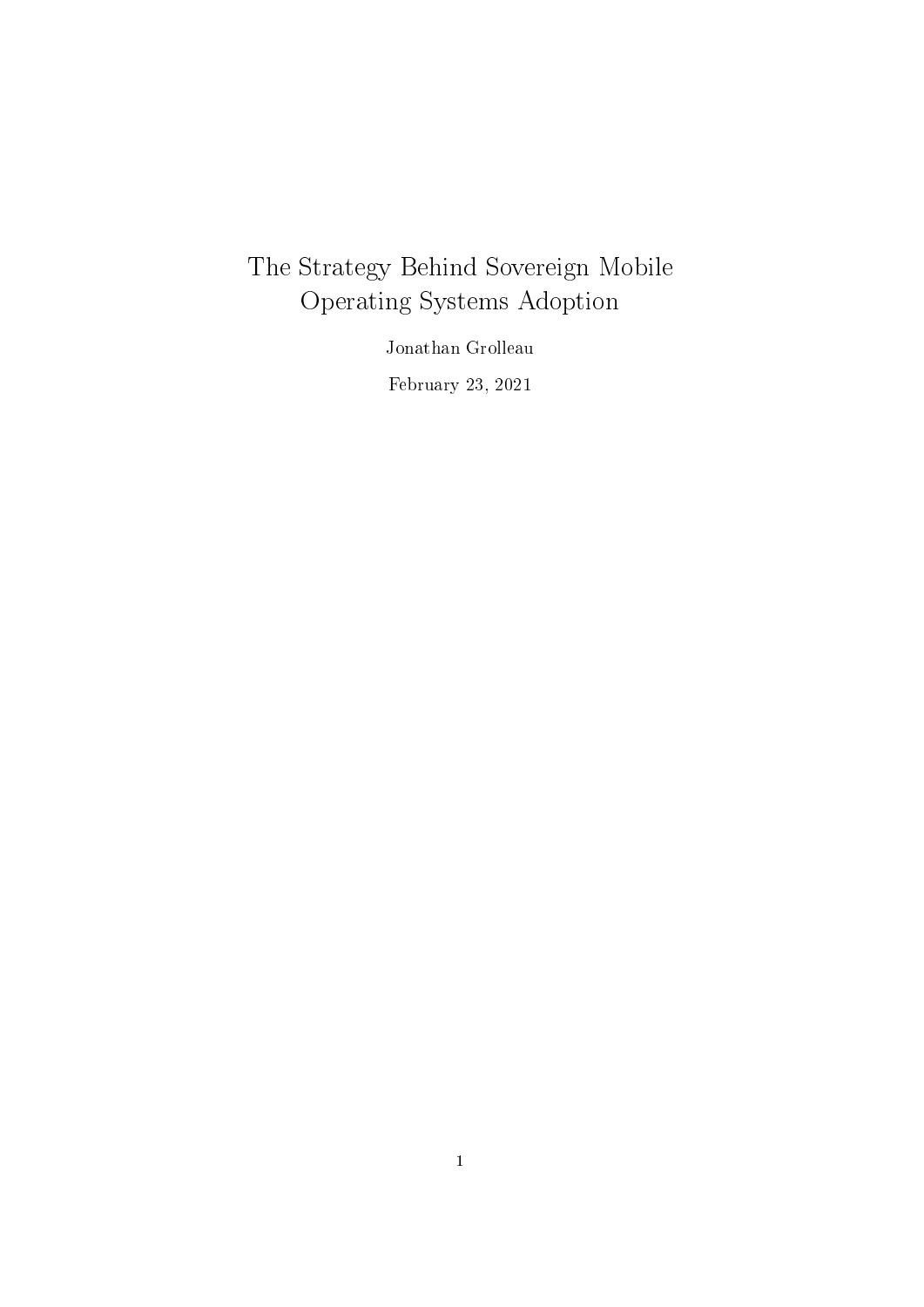# The Strategy Behind Sovereign Mobile Operating Systems Adoption

Jonathan Grolleau

February 23, 2021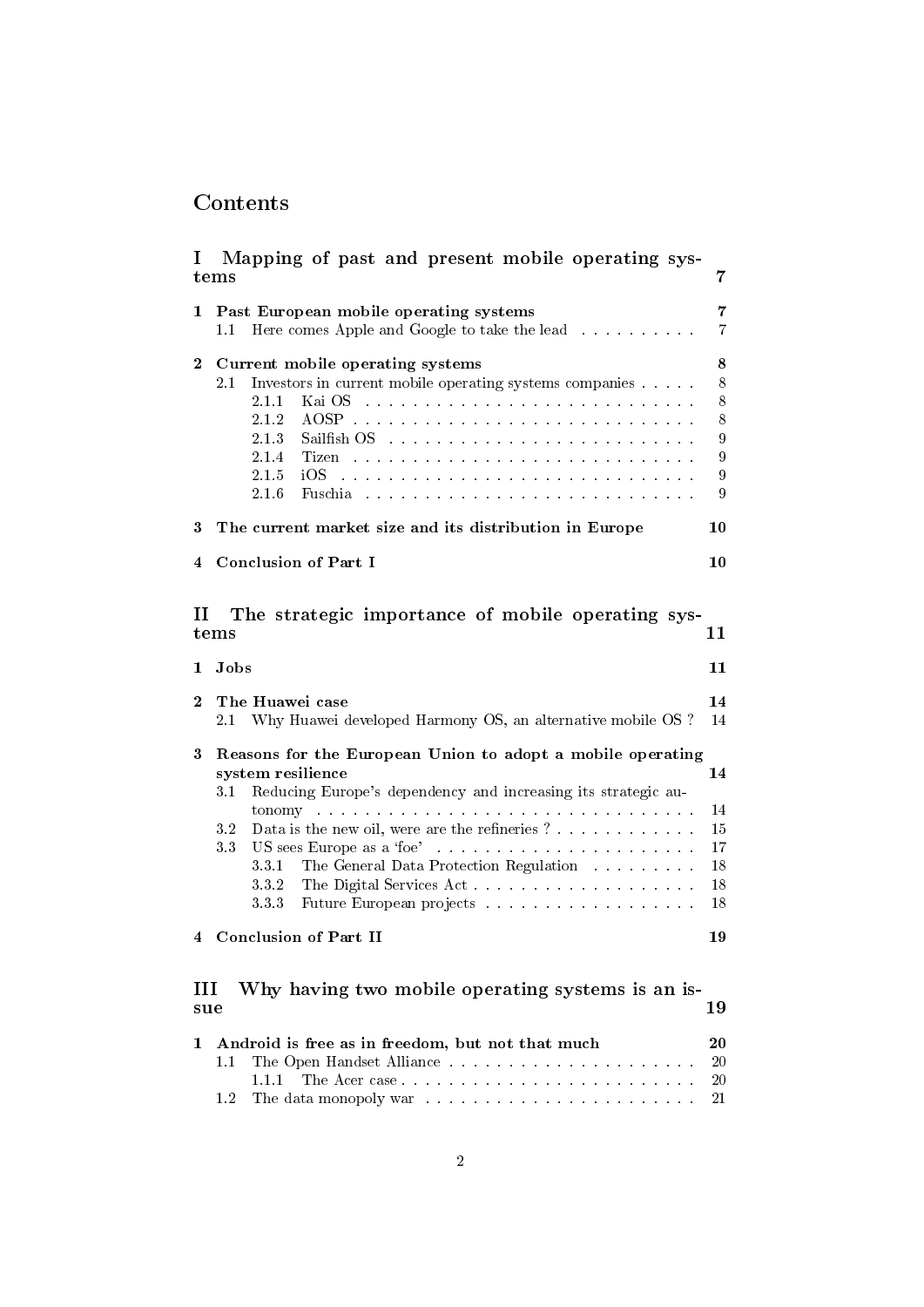# Contents

**I Mapping of past and present mobile operating systems** — 7

**1 Past European mobile operating systems** — 7
- 1.1 Here comes Apple and Google to take the lead — 7

**2 Current mobile operating systems** — 8
- 2.1 Investors in current mobile operating systems companies — 8
  - 2.1.1 Kai OS — 8
  - 2.1.2 AOSP — 8
  - 2.1.3 Sailfish OS — 9
  - 2.1.4 Tizen — 9
  - 2.1.5 iOS — 9
  - 2.1.6 Fuschia — 9

**3 The current market size and its distribution in Europe** — 10

**4 Conclusion of Part I** — 10

**II The strategic importance of mobile operating systems** — 11

**1 Jobs** — 11

**2 The Huawei case** — 14
- 2.1 Why Huawei developed Harmony OS, an alternative mobile OS ? — 14

**3 Reasons for the European Union to adopt a mobile operating system resilience** — 14
- 3.1 Reducing Europe's dependency and increasing its strategic autonomy — 14
- 3.2 Data is the new oil, were are the refineries ? — 15
- 3.3 US sees Europe as a 'foe' — 17
  - 3.3.1 The General Data Protection Regulation — 18
  - 3.3.2 The Digital Services Act — 18
  - 3.3.3 Future European projects — 18

**4 Conclusion of Part II** — 19

**III Why having two mobile operating systems is an issue** — 19

**1 Android is free as in freedom, but not that much** — 20
- 1.1 The Open Handset Alliance — 20
  - 1.1.1 The Acer case — 20
- 1.2 The data monopoly war — 21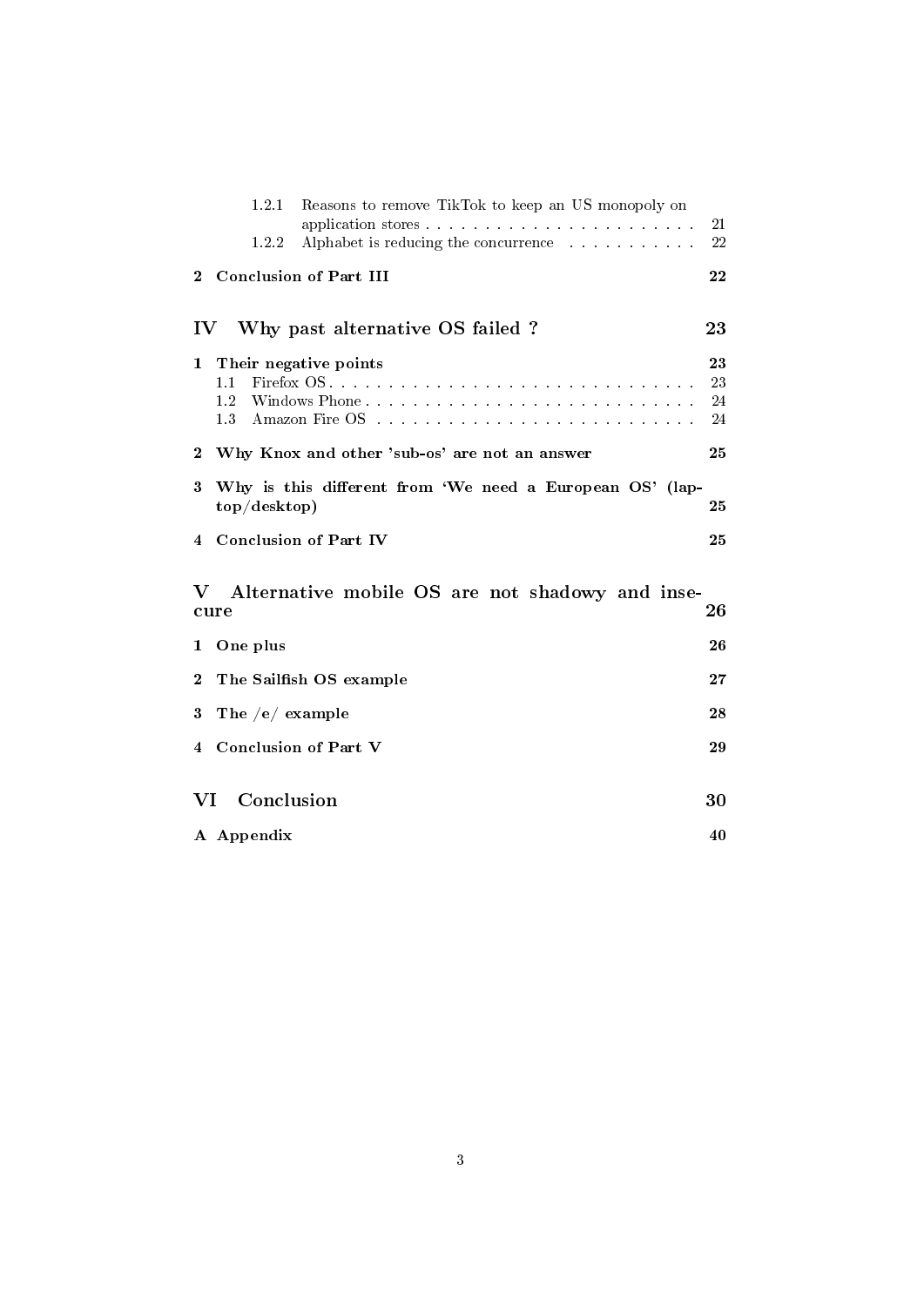1.2.1 Reasons to remove TikTok to keep an US monopoly on application stores . . . . . . . . . . . . . . . . . . . . . . . . 21
1.2.2 Alphabet is reducing the concurrence . . . . . . . . . . . 22

**2 Conclusion of Part III** **22**

**IV Why past alternative OS failed ?** **23**

**1 Their negative points** **23**
1.1 Firefox OS . . . . . . . . . . . . . . . . . . . . . . . . . . . . . . . 23
1.2 Windows Phone . . . . . . . . . . . . . . . . . . . . . . . . . . . . 24
1.3 Amazon Fire OS . . . . . . . . . . . . . . . . . . . . . . . . . . . 24

**2 Why Knox and other 'sub-os' are not an answer** **25**

**3 Why is this different from 'We need a European OS' (laptop/desktop)** **25**

**4 Conclusion of Part IV** **25**

**V Alternative mobile OS are not shadowy and insecure** **26**

**1 One plus** **26**

**2 The Sailfish OS example** **27**

**3 The /e/ example** **28**

**4 Conclusion of Part V** **29**

**VI Conclusion** **30**

**A Appendix** **40**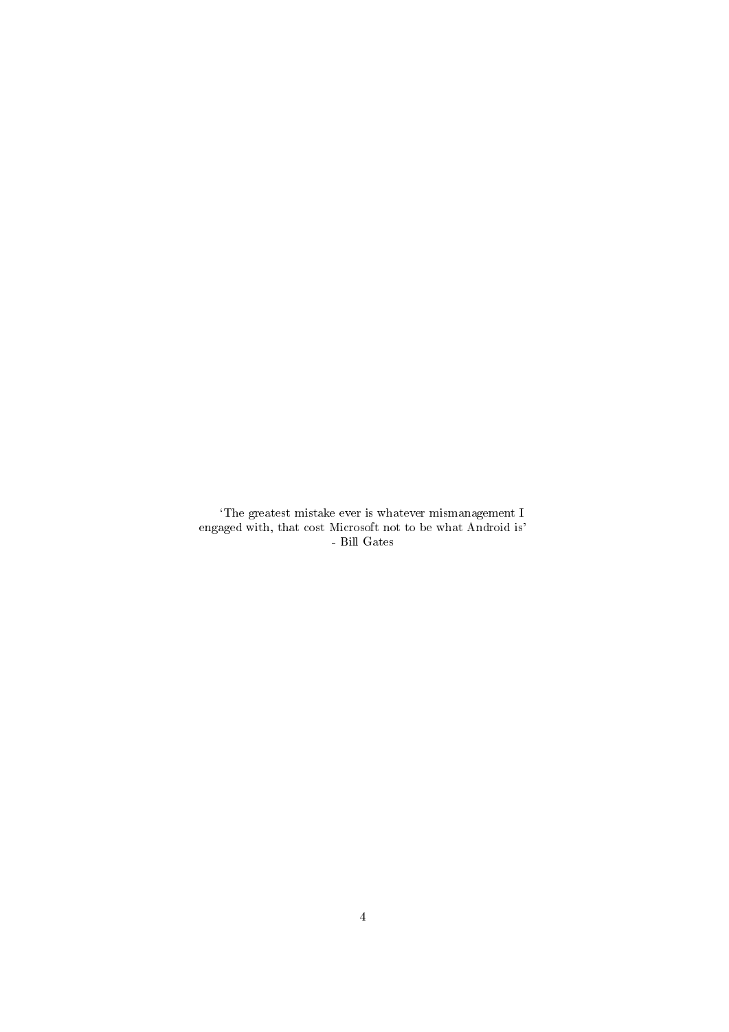'The greatest mistake ever is whatever mismanagement I engaged with, that cost Microsoft not to be what Android is'
- Bill Gates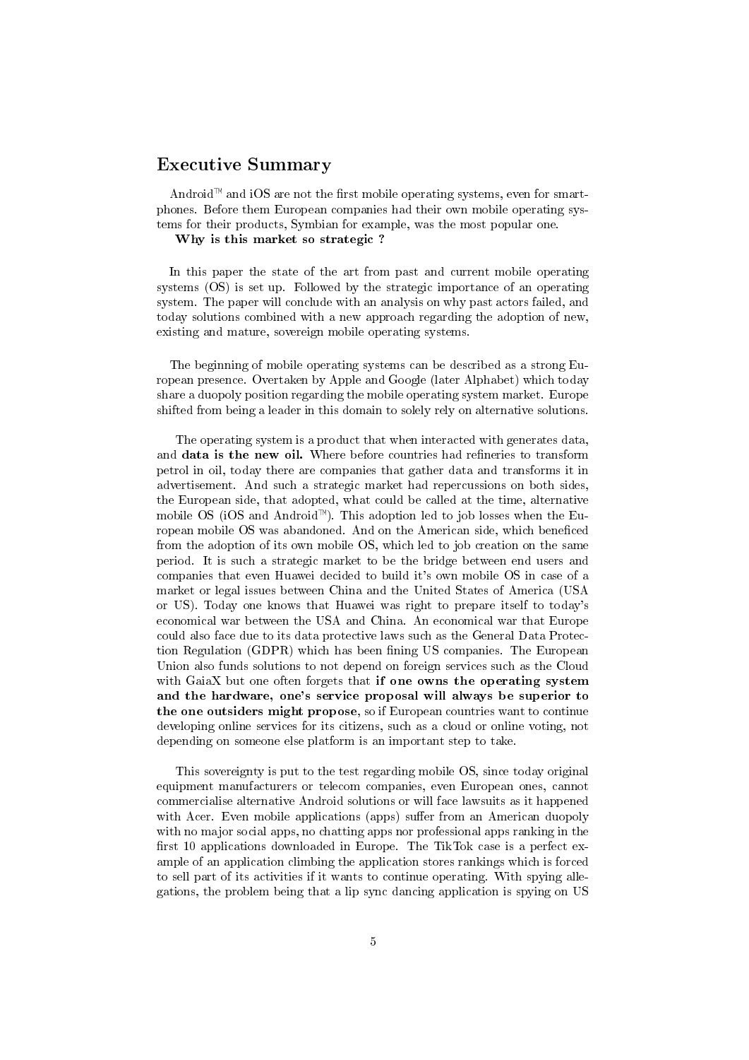## Executive Summary

Android™ and iOS are not the first mobile operating systems, even for smartphones. Before them European companies had their own mobile operating systems for their products, Symbian for example, was the most popular one.

**Why is this market so strategic ?**

In this paper the state of the art from past and current mobile operating systems (OS) is set up. Followed by the strategic importance of an operating system. The paper will conclude with an analysis on why past actors failed, and today solutions combined with a new approach regarding the adoption of new, existing and mature, sovereign mobile operating systems.

The beginning of mobile operating systems can be described as a strong European presence. Overtaken by Apple and Google (later Alphabet) which today share a duopoly position regarding the mobile operating system market. Europe shifted from being a leader in this domain to solely rely on alternative solutions.

The operating system is a product that when interacted with generates data, and **data is the new oil.** Where before countries had refineries to transform petrol in oil, today there are companies that gather data and transforms it in advertisement. And such a strategic market had repercussions on both sides, the European side, that adopted, what could be called at the time, alternative mobile OS (iOS and Android™). This adoption led to job losses when the European mobile OS was abandoned. And on the American side, which beneficed from the adoption of its own mobile OS, which led to job creation on the same period. It is such a strategic market to be the bridge between end users and companies that even Huawei decided to build it's own mobile OS in case of a market or legal issues between China and the United States of America (USA or US). Today one knows that Huawei was right to prepare itself to today's economical war between the USA and China. An economical war that Europe could also face due to its data protective laws such as the General Data Protection Regulation (GDPR) which has been fining US companies. The European Union also funds solutions to not depend on foreign services such as the Cloud with GaiaX but one often forgets that **if one owns the operating system and the hardware, one's service proposal will always be superior to the one outsiders might propose**, so if European countries want to continue developing online services for its citizens, such as a cloud or online voting, not depending on someone else platform is an important step to take.

This sovereignty is put to the test regarding mobile OS, since today original equipment manufacturers or telecom companies, even European ones, cannot commercialise alternative Android solutions or will face lawsuits as it happened with Acer. Even mobile applications (apps) suffer from an American duopoly with no major social apps, no chatting apps nor professional apps ranking in the first 10 applications downloaded in Europe. The TikTok case is a perfect example of an application climbing the application stores rankings which is forced to sell part of its activities if it wants to continue operating. With spying allegations, the problem being that a lip sync dancing application is spying on US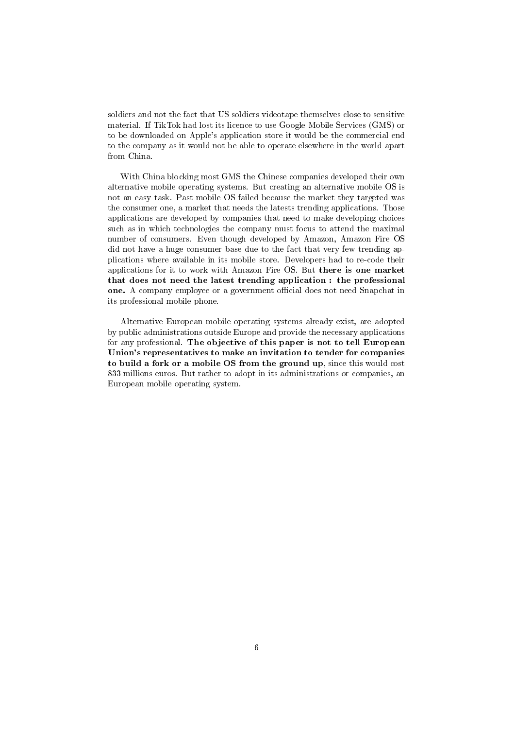soldiers and not the fact that US soldiers videotape themselves close to sensitive material. If TikTok had lost its licence to use Google Mobile Services (GMS) or to be downloaded on Apple's application store it would be the commercial end to the company as it would not be able to operate elsewhere in the world apart from China.

With China blocking most GMS the Chinese companies developed their own alternative mobile operating systems. But creating an alternative mobile OS is not an easy task. Past mobile OS failed because the market they targeted was the consumer one, a market that needs the latests trending applications. Those applications are developed by companies that need to make developing choices such as in which technologies the company must focus to attend the maximal number of consumers. Even though developed by Amazon, Amazon Fire OS did not have a huge consumer base due to the fact that very few trending applications where available in its mobile store. Developers had to re-code their applications for it to work with Amazon Fire OS. But **there is one market that does not need the latest trending application : the professional one.** A company employee or a government official does not need Snapchat in its professional mobile phone.

Alternative European mobile operating systems already exist, are adopted by public administrations outside Europe and provide the necessary applications for any professional. **The objective of this paper is not to tell European Union's representatives to make an invitation to tender for companies to build a fork or a mobile OS from the ground up**, since this would cost 833 millions euros. But rather to adopt in its administrations or companies, an European mobile operating system.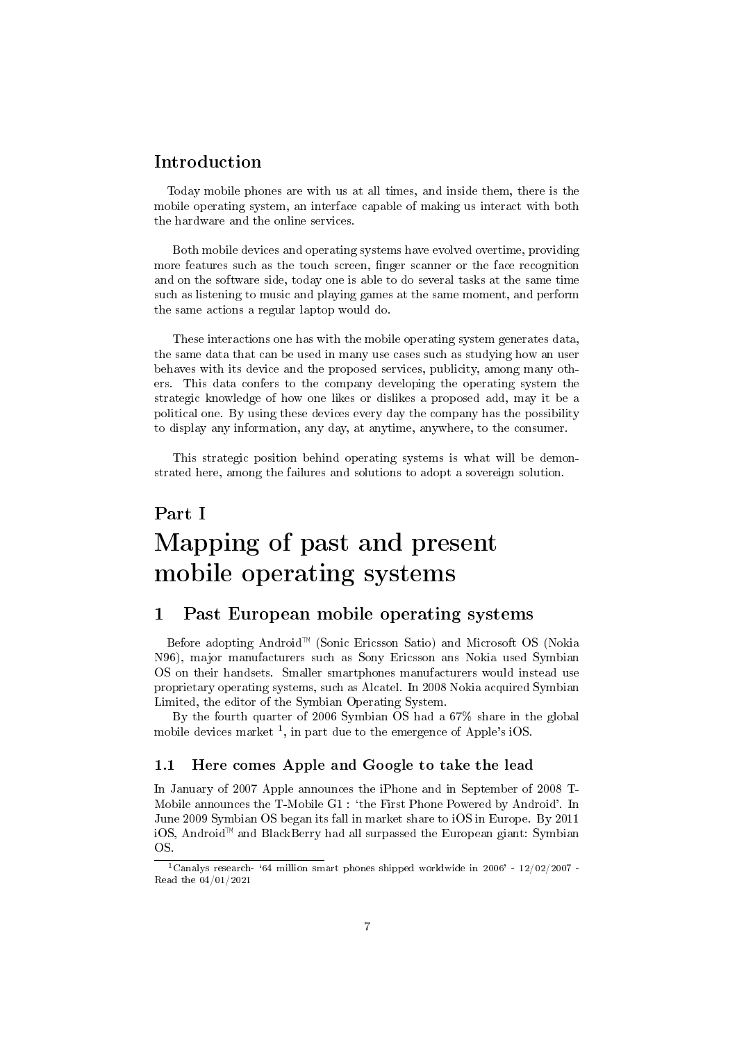## Introduction

Today mobile phones are with us at all times, and inside them, there is the mobile operating system, an interface capable of making us interact with both the hardware and the online services.

Both mobile devices and operating systems have evolved overtime, providing more features such as the touch screen, finger scanner or the face recognition and on the software side, today one is able to do several tasks at the same time such as listening to music and playing games at the same moment, and perform the same actions a regular laptop would do.

These interactions one has with the mobile operating system generates data, the same data that can be used in many use cases such as studying how an user behaves with its device and the proposed services, publicity, among many others. This data confers to the company developing the operating system the strategic knowledge of how one likes or dislikes a proposed add, may it be a political one. By using these devices every day the company has the possibility to display any information, any day, at anytime, anywhere, to the consumer.

This strategic position behind operating systems is what will be demonstrated here, among the failures and solutions to adopt a sovereign solution.

# Part I
# Mapping of past and present mobile operating systems

## 1 Past European mobile operating systems

Before adopting Android™ (Sonic Ericsson Satio) and Microsoft OS (Nokia N96), major manufacturers such as Sony Ericsson ans Nokia used Symbian OS on their handsets. Smaller smartphones manufacturers would instead use proprietary operating systems, such as Alcatel. In 2008 Nokia acquired Symbian Limited, the editor of the Symbian Operating System.

By the fourth quarter of 2006 Symbian OS had a 67% share in the global mobile devices market [1], in part due to the emergence of Apple's iOS.

### 1.1 Here comes Apple and Google to take the lead

In January of 2007 Apple announces the iPhone and in September of 2008 T-Mobile announces the T-Mobile G1 : 'the First Phone Powered by Android'. In June 2009 Symbian OS began its fall in market share to iOS in Europe. By 2011 iOS, Android™ and BlackBerry had all surpassed the European giant: Symbian OS.

[1] Canalys research- '64 million smart phones shipped worldwide in 2006' - 12/02/2007 - Read the 04/01/2021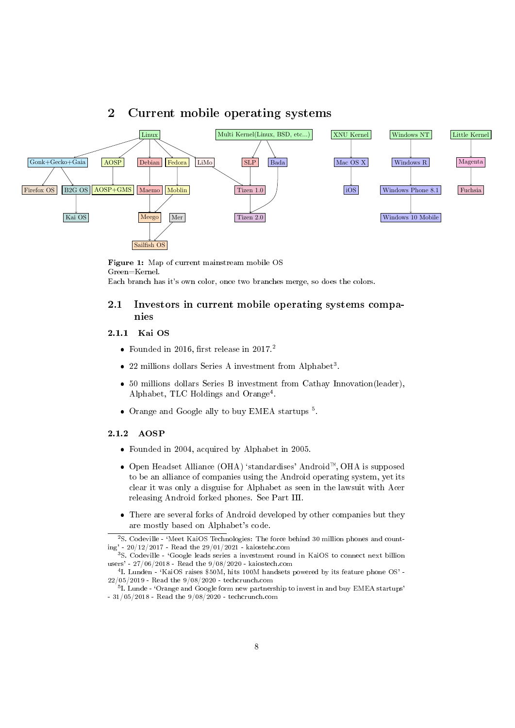## 2 Current mobile operating systems

Figure 1: Map of current mainstream mobile OS
Green=Kernel.
Each branch has it's own color, once two branches merge, so does the colors.

### 2.1 Investors in current mobile operating systems companies

#### 2.1.1 Kai OS

- Founded in 2016, first release in 2017.[2]
- 22 millions dollars Series A investment from Alphabet[3].
- 50 millions dollars Series B investment from Cathay Innovation(leader), Alphabet, TLC Holdings and Orange[4].
- Orange and Google ally to buy EMEA startups [5].

#### 2.1.2 AOSP

- Founded in 2004, acquired by Alphabet in 2005.
- Open Headset Alliance (OHA) 'standardises' Android™, OHA is supposed to be an alliance of companies using the Android operating system, yet its clear it was only a disguise for Alphabet as seen in the lawsuit with Acer releasing Android forked phones. See Part III.
- There are several forks of Android developed by other companies but they are mostly based on Alphabet's code.

---

[2] S. Codeville - 'Meet KaiOS Technologies: The force behind 30 million phones and counting' - 20/12/2017 - Read the 29/01/2021 - kaiostehc.com

[3] S. Codeville - 'Google leads series a investment round in KaiOS to connect next billion users' - 27/06/2018 - Read the 9/08/2020 - kaiostech.com

[4] I. Lunden - 'KaiOS raises $50M, hits 100M handsets powered by its feature phone OS' - 22/05/2019 - Read the 9/08/2020 - techcrunch.com

[5] I. Lunde - 'Orange and Google form new partnership to invest in and buy EMEA startups' - 31/05/2018 - Read the 9/08/2020 - techcrunch.com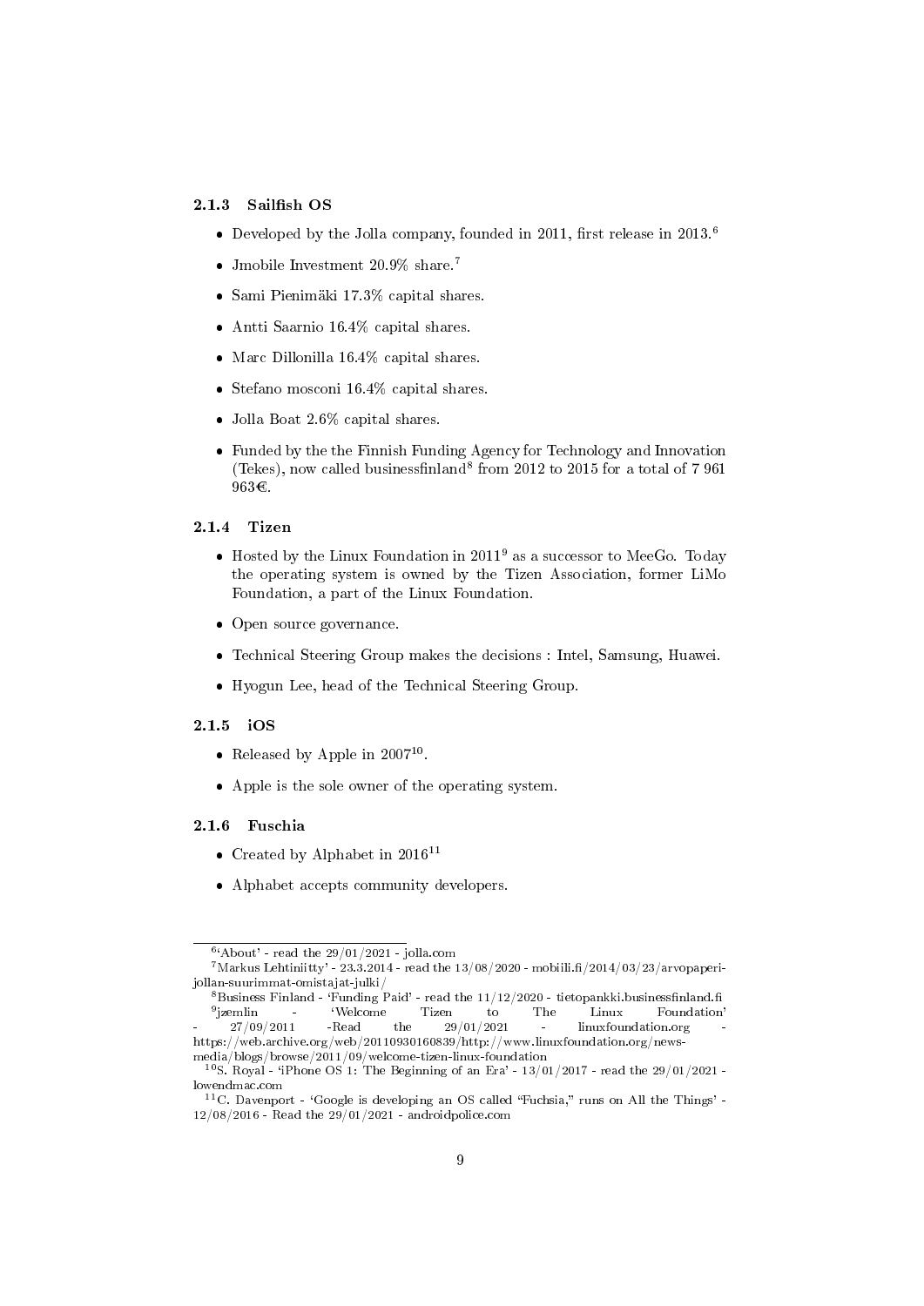### 2.1.3 Sailfish OS

- Developed by the Jolla company, founded in 2011, first release in 2013.[6]
- Jmobile Investment 20.9% share.[7]
- Sami Pienimäki 17.3% capital shares.
- Antti Saarnio 16.4% capital shares.
- Marc Dillonilla 16.4% capital shares.
- Stefano mosconi 16.4% capital shares.
- Jolla Boat 2.6% capital shares.
- Funded by the the Finnish Funding Agency for Technology and Innovation (Tekes), now called businessfinland[8] from 2012 to 2015 for a total of 7 961 963€.

### 2.1.4 Tizen

- Hosted by the Linux Foundation in 2011[9] as a successor to MeeGo. Today the operating system is owned by the Tizen Association, former LiMo Foundation, a part of the Linux Foundation.
- Open source governance.
- Technical Steering Group makes the decisions : Intel, Samsung, Huawei.
- Hyogun Lee, head of the Technical Steering Group.

### 2.1.5 iOS

- Released by Apple in 2007[10].
- Apple is the sole owner of the operating system.

### 2.1.6 Fuschia

- Created by Alphabet in 2016[11]
- Alphabet accepts community developers.

---

[6] 'About' - read the 29/01/2021 - jolla.com

[7] Markus Lehtiniitty' - 23.3.2014 - read the 13/08/2020 - mobiili.fi/2014/03/23/arvopaperi-jollan-suurimmat-omistajat-julki/

[8] Business Finland - 'Funding Paid' - read the 11/12/2020 - tietopankki.businessfinland.fi

[9] jzemlin - 'Welcome Tizen to The Linux Foundation' - 27/09/2011 -Read the 29/01/2021 - linuxfoundation.org - https://web.archive.org/web/20110930160839/http://www.linuxfoundation.org/news-media/blogs/browse/2011/09/welcome-tizen-linux-foundation

[10] S. Royal - 'iPhone OS 1: The Beginning of an Era' - 13/01/2017 - read the 29/01/2021 - lowendmac.com

[11] C. Davenport - 'Google is developing an OS called "Fuchsia," runs on All the Things' - 12/08/2016 - Read the 29/01/2021 - androidpolice.com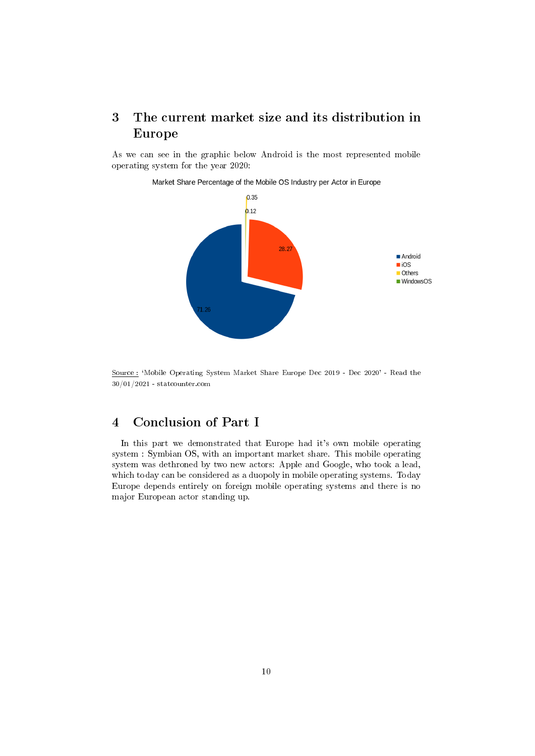## 3 The current market size and its distribution in Europe

As we can see in the graphic below Android is the most represented mobile operating system for the year 2020:

Market Share Percentage of the Mobile OS Industry per Actor in Europe

| Actor | Market Share (%) |
|---|---|
| Android | 71.26 |
| iOS | 28.27 |
| Others | 0.35 |
| WindowsOS | 0.12 |

Source : 'Mobile Operating System Market Share Europe Dec 2019 - Dec 2020' - Read the 30/01/2021 - statcounter.com

## 4 Conclusion of Part I

In this part we demonstrated that Europe had it's own mobile operating system : Symbian OS, with an important market share. This mobile operating system was dethroned by two new actors: Apple and Google, who took a lead, which today can be considered as a duopoly in mobile operating systems. Today Europe depends entirely on foreign mobile operating systems and there is no major European actor standing up.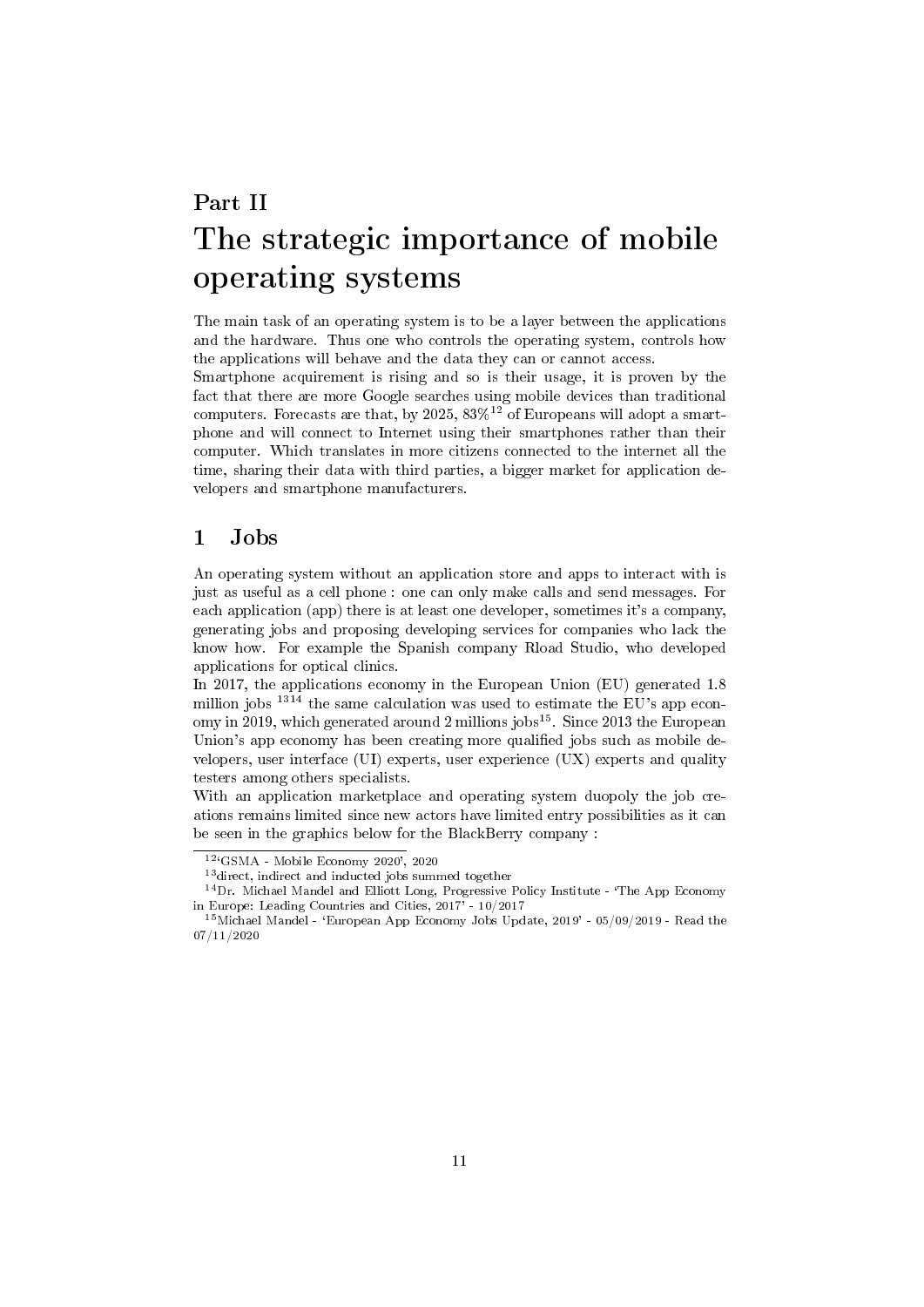# Part II

# The strategic importance of mobile operating systems

The main task of an operating system is to be a layer between the applications and the hardware. Thus one who controls the operating system, controls how the applications will behave and the data they can or cannot access.
Smartphone acquirement is rising and so is their usage, it is proven by the fact that there are more Google searches using mobile devices than traditional computers. Forecasts are that, by 2025, 83%[12] of Europeans will adopt a smartphone and will connect to Internet using their smartphones rather than their computer. Which translates in more citizens connected to the internet all the time, sharing their data with third parties, a bigger market for application developers and smartphone manufacturers.

## 1 Jobs

An operating system without an application store and apps to interact with is just as useful as a cell phone : one can only make calls and send messages. For each application (app) there is at least one developer, sometimes it's a company, generating jobs and proposing developing services for companies who lack the know how. For example the Spanish company Rload Studio, who developed applications for optical clinics.
In 2017, the applications economy in the European Union (EU) generated 1.8 million jobs [13][14] the same calculation was used to estimate the EU's app economy in 2019, which generated around 2 millions jobs[15]. Since 2013 the European Union's app economy has been creating more qualified jobs such as mobile developers, user interface (UI) experts, user experience (UX) experts and quality testers among others specialists.
With an application marketplace and operating system duopoly the job creations remains limited since new actors have limited entry possibilities as it can be seen in the graphics below for the BlackBerry company :

[12] 'GSMA - Mobile Economy 2020', 2020

[13] direct, indirect and inducted jobs summed together

[14] Dr. Michael Mandel and Elliott Long, Progressive Policy Institute - 'The App Economy in Europe: Leading Countries and Cities, 2017' - 10/2017

[15] Michael Mandel - 'European App Economy Jobs Update, 2019' - 05/09/2019 - Read the 07/11/2020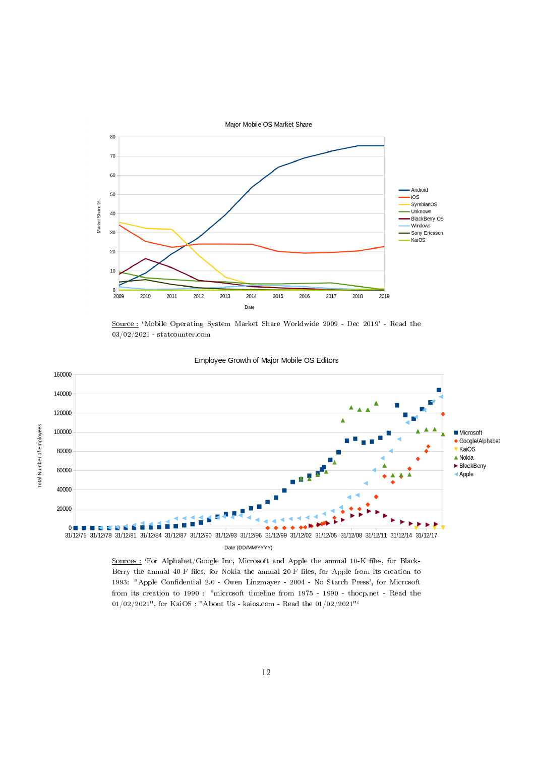Source : 'Mobile Operating System Market Share Worldwide 2009 - Dec 2019' - Read the 03/02/2021 - statcounter.com

Sources : 'For Alphabet/Google Inc, Microsoft and Apple the annual 10-K files, for BlackBerry the annual 40-F files, for Nokia the annual 20-F files, for Apple from its creation to 1993: "Apple Confidential 2.0 - Owen Linzmayer - 2004 - No Starch Press', for Microsoft from its creation to 1990 : "microsoft timeline from 1975 - 1990 - thocp.net - Read the 01/02/2021", for KaiOS : "About Us - kaios.com - Read the 01/02/2021"'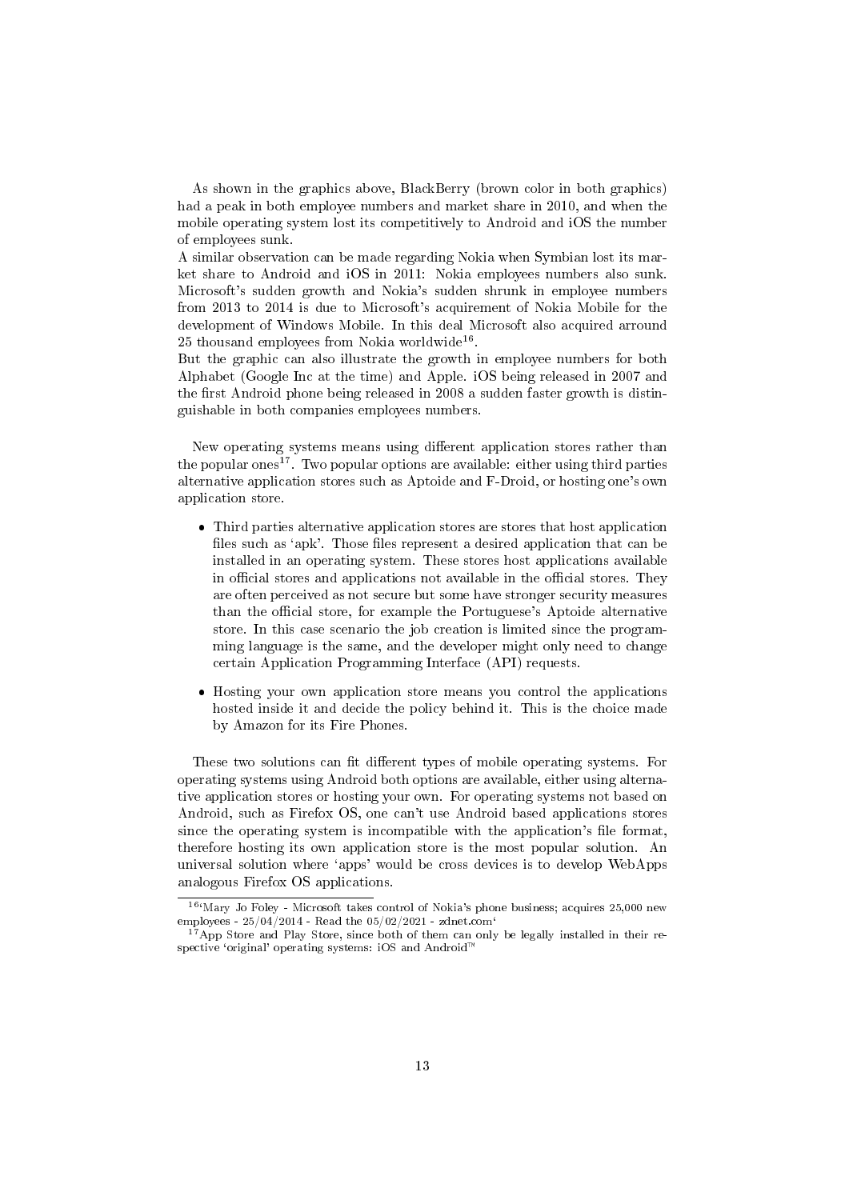As shown in the graphics above, BlackBerry (brown color in both graphics) had a peak in both employee numbers and market share in 2010, and when the mobile operating system lost its competitively to Android and iOS the number of employees sunk.
A similar observation can be made regarding Nokia when Symbian lost its market share to Android and iOS in 2011: Nokia employees numbers also sunk. Microsoft's sudden growth and Nokia's sudden shrunk in employee numbers from 2013 to 2014 is due to Microsoft's acquirement of Nokia Mobile for the development of Windows Mobile. In this deal Microsoft also acquired arround 25 thousand employees from Nokia worldwide[16].
But the graphic can also illustrate the growth in employee numbers for both Alphabet (Google Inc at the time) and Apple. iOS being released in 2007 and the first Android phone being released in 2008 a sudden faster growth is distinguishable in both companies employees numbers.

New operating systems means using different application stores rather than the popular ones[17]. Two popular options are available: either using third parties alternative application stores such as Aptoide and F-Droid, or hosting one's own application store.

- Third parties alternative application stores are stores that host application files such as 'apk'. Those files represent a desired application that can be installed in an operating system. These stores host applications available in official stores and applications not available in the official stores. They are often perceived as not secure but some have stronger security measures than the official store, for example the Portuguese's Aptoide alternative store. In this case scenario the job creation is limited since the programming language is the same, and the developer might only need to change certain Application Programming Interface (API) requests.
- Hosting your own application store means you control the applications hosted inside it and decide the policy behind it. This is the choice made by Amazon for its Fire Phones.

These two solutions can fit different types of mobile operating systems. For operating systems using Android both options are available, either using alternative application stores or hosting your own. For operating systems not based on Android, such as Firefox OS, one can't use Android based applications stores since the operating system is incompatible with the application's file format, therefore hosting its own application store is the most popular solution. An universal solution where 'apps' would be cross devices is to develop WebApps analogous Firefox OS applications.

[16] 'Mary Jo Foley - Microsoft takes control of Nokia's phone business; acquires 25,000 new employees - 25/04/2014 - Read the 05/02/2021 - zdnet.com'

[17] App Store and Play Store, since both of them can only be legally installed in their respective 'original' operating systems: iOS and Android™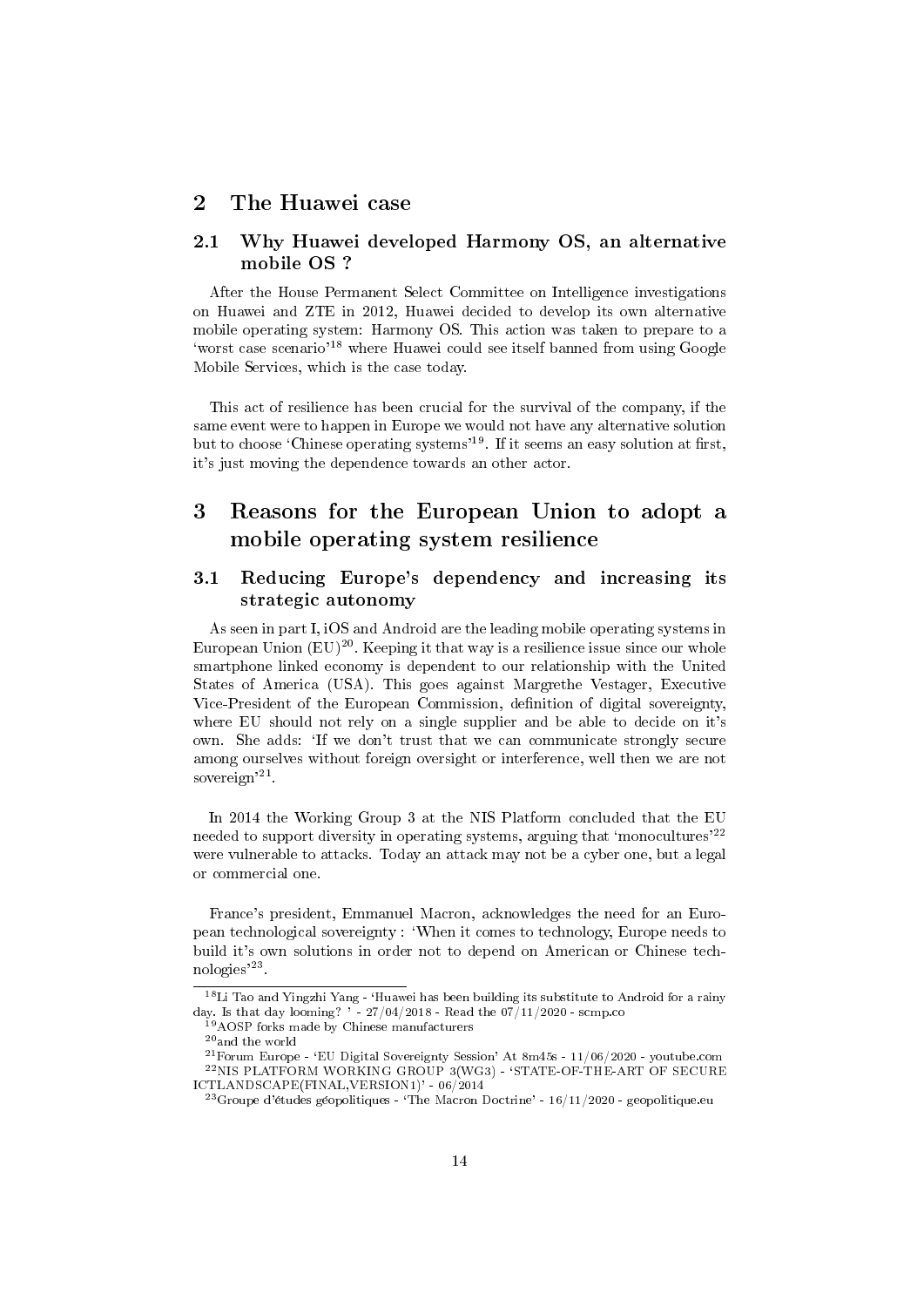# 2 The Huawei case

## 2.1 Why Huawei developed Harmony OS, an alternative mobile OS ?

After the House Permanent Select Committee on Intelligence investigations on Huawei and ZTE in 2012, Huawei decided to develop its own alternative mobile operating system: Harmony OS. This action was taken to prepare to a 'worst case scenario'[18] where Huawei could see itself banned from using Google Mobile Services, which is the case today.

This act of resilience has been crucial for the survival of the company, if the same event were to happen in Europe we would not have any alternative solution but to choose 'Chinese operating systems'[19]. If it seems an easy solution at first, it's just moving the dependence towards an other actor.

# 3 Reasons for the European Union to adopt a mobile operating system resilience

## 3.1 Reducing Europe's dependency and increasing its strategic autonomy

As seen in part I, iOS and Android are the leading mobile operating systems in European Union (EU)[20]. Keeping it that way is a resilience issue since our whole smartphone linked economy is dependent to our relationship with the United States of America (USA). This goes against Margrethe Vestager, Executive Vice-President of the European Commission, definition of digital sovereignty, where EU should not rely on a single supplier and be able to decide on it's own. She adds: 'If we don't trust that we can communicate strongly secure among ourselves without foreign oversight or interference, well then we are not sovereign'[21].

In 2014 the Working Group 3 at the NIS Platform concluded that the EU needed to support diversity in operating systems, arguing that 'monocultures'[22] were vulnerable to attacks. Today an attack may not be a cyber one, but a legal or commercial one.

France's president, Emmanuel Macron, acknowledges the need for an European technological sovereignty : 'When it comes to technology, Europe needs to build it's own solutions in order not to depend on American or Chinese technologies'[23].

---

[18] Li Tao and Yingzhi Yang - 'Huawei has been building its substitute to Android for a rainy day. Is that day looming? ' - 27/04/2018 - Read the 07/11/2020 - scmp.co

[19] AOSP forks made by Chinese manufacturers

[20] and the world

[21] Forum Europe - 'EU Digital Sovereignty Session' At 8m45s - 11/06/2020 - youtube.com

[22] NIS PLATFORM WORKING GROUP 3(WG3) - 'STATE-OF-THE-ART OF SECURE ICTLANDSCAPE(FINAL,VERSION1)' - 06/2014

[23] Groupe d'études géopolitiques - 'The Macron Doctrine' - 16/11/2020 - geopolitique.eu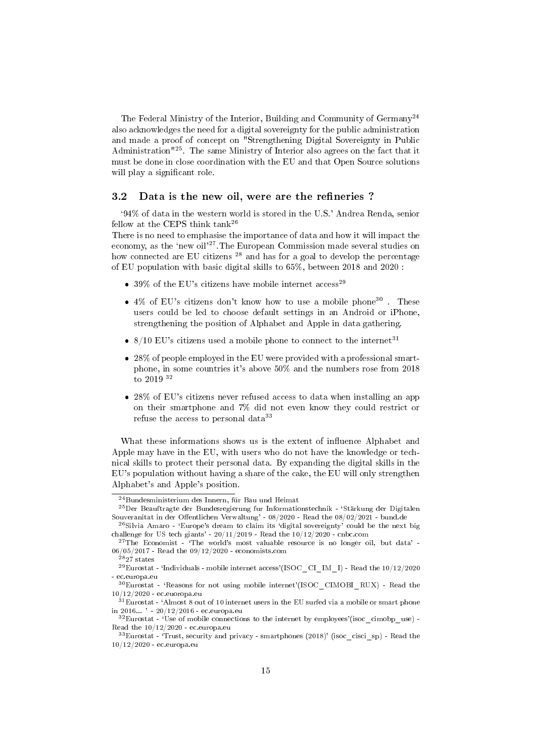The Federal Ministry of the Interior, Building and Community of Germany[24] also acknowledges the need for a digital sovereignty for the public administration and made a proof of concept on "Strengthening Digital Sovereignty in Public Administration"[25]. The same Ministry of Interior also agrees on the fact that it must be done in close coordination with the EU and that Open Source solutions will play a significant role.

### 3.2 Data is the new oil, were are the refineries ?

'94% of data in the western world is stored in the U.S.' Andrea Renda, senior fellow at the CEPS think tank[26]

There is no need to emphasise the importance of data and how it will impact the economy, as the 'new oil'[27]. The European Commission made several studies on how connected are EU citizens [28] and has for a goal to develop the percentage of EU population with basic digital skills to 65%, between 2018 and 2020 :

- 39% of the EU's citizens have mobile internet access[29]
- 4% of EU's citizens don't know how to use a mobile phone[30] . These users could be led to choose default settings in an Android or iPhone, strengthening the position of Alphabet and Apple in data gathering.
- 8/10 EU's citizens used a mobile phone to connect to the internet[31]
- 28% of people employed in the EU were provided with a professional smartphone, in some countries it's above 50% and the numbers rose from 2018 to 2019 [32]
- 28% of EU's citizens never refused access to data when installing an app on their smartphone and 7% did not even know they could restrict or refuse the access to personal data[33]

What these informations shows us is the extent of influence Alphabet and Apple may have in the EU, with users who do not have the knowledge or technical skills to protect their personal data. By expanding the digital skills in the EU's population without having a share of the cake, the EU will only strengthen Alphabet's and Apple's position.

---

[24] Bundesministerium des Innern, für Bau und Heimat

[25] Der Beauftragte der Bundesregierung fur Informationstechnik - 'Stärkung der Digitalen Souveranitat in der Offentlichen Verwaltung' - 08/2020 - Read the 08/02/2021 - bund.de

[26] Silvia Amaro - 'Europe's dream to claim its 'digital sovereignty' could be the next big challenge for US tech giants' - 20/11/2019 - Read the 10/12/2020 - cnbc.com

[27] The Economist - 'The world's most valuable resource is no longer oil, but data' - 06/05/2017 - Read the 09/12/2020 - economists.com

[28] 27 states

[29] Eurostat - 'Individuals - mobile internet access'(ISOC_CI_IM_I) - Read the 10/12/2020 - ec.europa.eu

[30] Eurostat - 'Reasons for not using mobile internet'(ISOC_CIMOBI_RUX) - Read the 10/12/2020 - ec.euoropa.eu

[31] Eurostat - 'Almost 8 out of 10 internet users in the EU surfed via a mobile or smart phone in 2016... ' - 20/12/2016 - ec.europa.eu

[32] Eurostat - 'Use of mobile connections to the internet by employees'(isoc_cimobp_use) - Read the 10/12/2020 - ec.europa.eu

[33] Eurostat - 'Trust, security and privacy - smartphones (2018)' (isoc_cisci_sp) - Read the 10/12/2020 - ec.europa.eu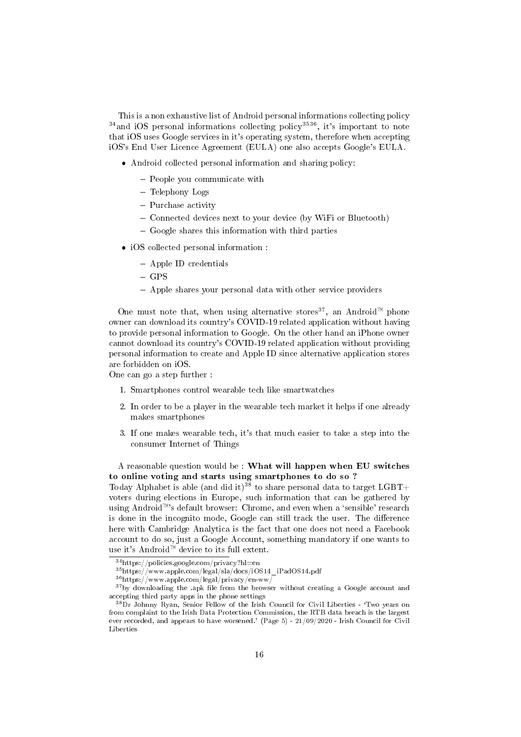This is a non exhaustive list of Android personal informations collecting policy [34] and iOS personal informations collecting policy[35][36], it's important to note that iOS uses Google services in it's operating system, therefore when accepting iOS's End User Licence Agreement (EULA) one also accepts Google's EULA.

- Android collected personal information and sharing policy:
  - People you communicate with
  - Telephony Logs
  - Purchase activity
  - Connected devices next to your device (by WiFi or Bluetooth)
  - Google shares this information with third parties
- iOS collected personal information :
  - Apple ID credentials
  - GPS
  - Apple shares your personal data with other service providers

One must note that, when using alternative stores[37], an Android™ phone owner can download its country's COVID-19 related application without having to provide personal information to Google. On the other hand an iPhone owner cannot download its country's COVID-19 related application without providing personal information to create and Apple ID since alternative application stores are forbidden on iOS.
One can go a step further :

1. Smartphones control wearable tech like smartwatches
2. In order to be a player in the wearable tech market it helps if one already makes smartphones
3. If one makes wearable tech, it's that much easier to take a step into the consumer Internet of Things

A reasonable question would be : **What will happen when EU switches to online voting and starts using smartphones to do so ?**
Today Alphabet is able (and did it)[38] to share personal data to target LGBT+ voters during elections in Europe, such information that can be gathered by using Android™'s default browser: Chrome, and even when a 'sensible' research is done in the incognito mode, Google can still track the user. The difference here with Cambridge Analytica is the fact that one does not need a Facebook account to do so, just a Google Account, something mandatory if one wants to use it's Android™ device to its full extent.

[34] https://policies.google.com/privacy?hl=en

[35] https://www.apple.com/legal/sla/docs/iOS14_iPadOS14.pdf

[36] https://www.apple.com/legal/privacy/en-ww/

[37] by downloading the .apk file from the browser without creating a Google account and accepting third party apps in the phone settings

[38] Dr Johnny Ryan, Senior Fellow of the Irish Council for Civil Liberties - 'Two years on from complaint to the Irish Data Protection Commission, the RTB data breach is the largest ever recorded, and appears to have worsened.' (Page 5) - 21/09/2020 - Irish Council for Civil Liberties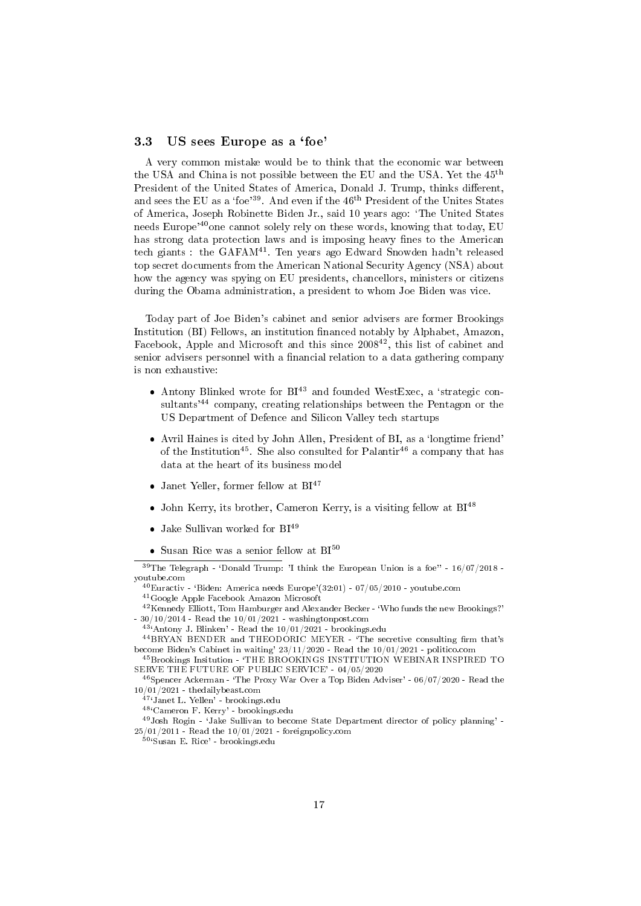### 3.3 US sees Europe as a 'foe'

A very common mistake would be to think that the economic war between the USA and China is not possible between the EU and the USA. Yet the 45th President of the United States of America, Donald J. Trump, thinks different, and sees the EU as a 'foe'[39]. And even if the 46th President of the Unites States of America, Joseph Robinette Biden Jr., said 10 years ago: 'The United States needs Europe'[40]one cannot solely rely on these words, knowing that today, EU has strong data protection laws and is imposing heavy fines to the American tech giants : the GAFAM[41]. Ten years ago Edward Snowden hadn't released top secret documents from the American National Security Agency (NSA) about how the agency was spying on EU presidents, chancellors, ministers or citizens during the Obama administration, a president to whom Joe Biden was vice.

Today part of Joe Biden's cabinet and senior advisers are former Brookings Institution (BI) Fellows, an institution financed notably by Alphabet, Amazon, Facebook, Apple and Microsoft and this since 2008[42], this list of cabinet and senior advisers personnel with a financial relation to a data gathering company is non exhaustive:

- Antony Blinked wrote for BI[43] and founded WestExec, a 'strategic consultants'[44] company, creating relationships between the Pentagon or the US Department of Defence and Silicon Valley tech startups
- Avril Haines is cited by John Allen, President of BI, as a 'longtime friend' of the Institution[45]. She also consulted for Palantir[46] a company that has data at the heart of its business model
- Janet Yeller, former fellow at BI[47]
- John Kerry, its brother, Cameron Kerry, is a visiting fellow at BI[48]
- Jake Sullivan worked for BI[49]
- Susan Rice was a senior fellow at BI[50]

---

[39]The Telegraph - 'Donald Trump: 'I think the European Union is a foe'' - 16/07/2018 - youtube.com

[40]Euractiv - 'Biden: America needs Europe'(32:01) - 07/05/2010 - youtube.com

[41]Google Apple Facebook Amazon Microsoft

[42]Kennedy Elliott, Tom Hamburger and Alexander Becker - 'Who funds the new Brookings?' - 30/10/2014 - Read the 10/01/2021 - washingtonpost.com

[43]'Antony J. Blinken' - Read the 10/01/2021 - brookings.edu

[44]BRYAN BENDER and THEODORIC MEYER - 'The secretive consulting firm that's become Biden's Cabinet in waiting' 23/11/2020 - Read the 10/01/2021 - politico.com

[45]Brookings Insitution - 'THE BROOKINGS INSTITUTION WEBINAR INSPIRED TO SERVE THE FUTURE OF PUBLIC SERVICE' - 04/05/2020

[46]Spencer Ackerman - 'The Proxy War Over a Top Biden Adviser' - 06/07/2020 - Read the 10/01/2021 - thedailybeast.com

[47]'Janet L. Yellen' - brookings.edu

[48]'Cameron F. Kerry' - brookings.edu

[49]Josh Rogin - 'Jake Sullivan to become State Department director of policy planning' - 25/01/2011 - Read the 10/01/2021 - foreignpolicy.com

[50]'Susan E. Rice' - brookings.edu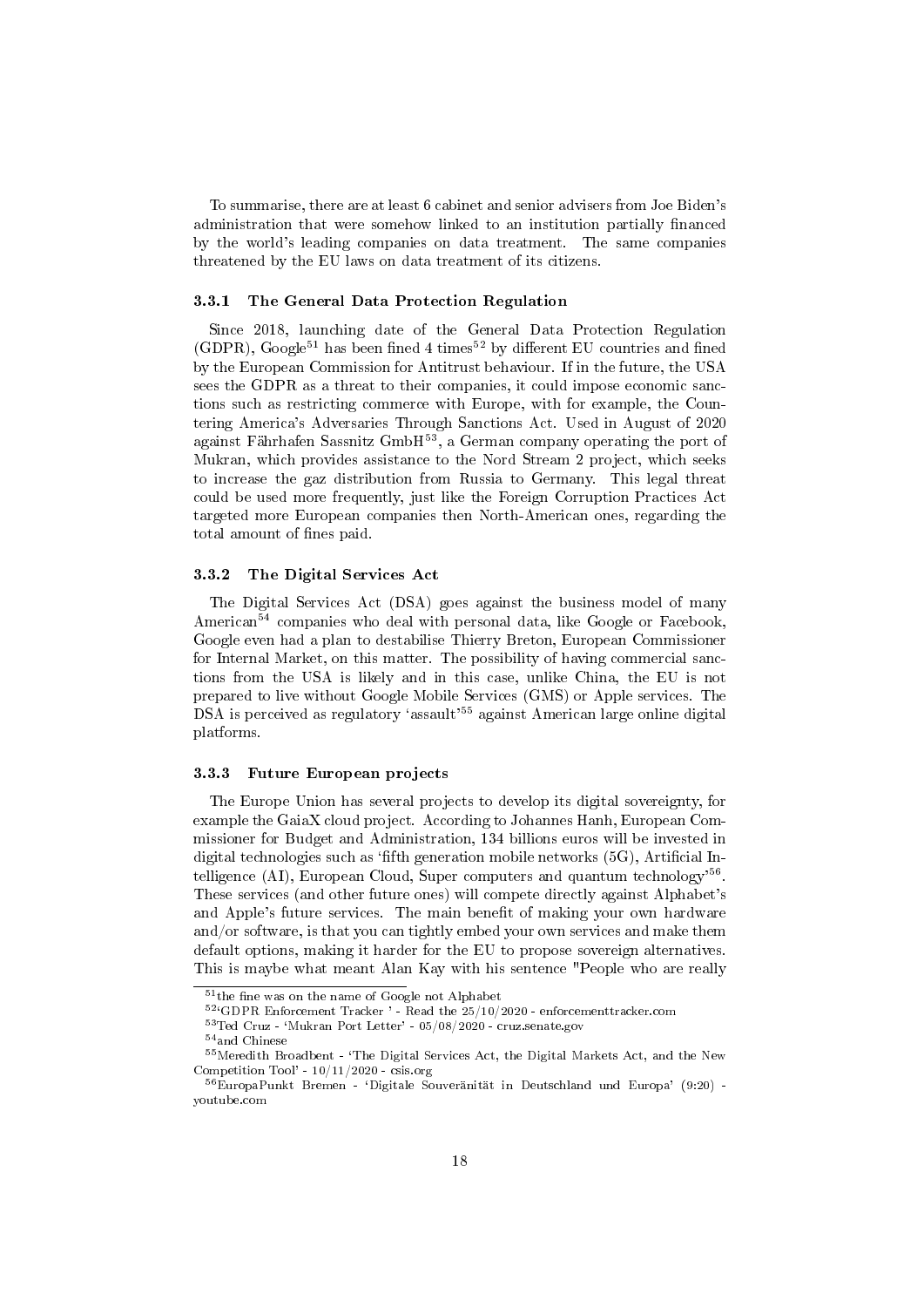To summarise, there are at least 6 cabinet and senior advisers from Joe Biden's administration that were somehow linked to an institution partially financed by the world's leading companies on data treatment. The same companies threatened by the EU laws on data treatment of its citizens.

### 3.3.1 The General Data Protection Regulation

Since 2018, launching date of the General Data Protection Regulation (GDPR), Google[51] has been fined 4 times[52] by different EU countries and fined by the European Commission for Antitrust behaviour. If in the future, the USA sees the GDPR as a threat to their companies, it could impose economic sanctions such as restricting commerce with Europe, with for example, the Countering America's Adversaries Through Sanctions Act. Used in August of 2020 against Fährhafen Sassnitz GmbH[53], a German company operating the port of Mukran, which provides assistance to the Nord Stream 2 project, which seeks to increase the gaz distribution from Russia to Germany. This legal threat could be used more frequently, just like the Foreign Corruption Practices Act targeted more European companies then North-American ones, regarding the total amount of fines paid.

### 3.3.2 The Digital Services Act

The Digital Services Act (DSA) goes against the business model of many American[54] companies who deal with personal data, like Google or Facebook, Google even had a plan to destabilise Thierry Breton, European Commissioner for Internal Market, on this matter. The possibility of having commercial sanctions from the USA is likely and in this case, unlike China, the EU is not prepared to live without Google Mobile Services (GMS) or Apple services. The DSA is perceived as regulatory 'assault'[55] against American large online digital platforms.

### 3.3.3 Future European projects

The Europe Union has several projects to develop its digital sovereignty, for example the GaiaX cloud project. According to Johannes Hanh, European Commissioner for Budget and Administration, 134 billions euros will be invested in digital technologies such as 'fifth generation mobile networks (5G), Artificial Intelligence (AI), European Cloud, Super computers and quantum technology'[56]. These services (and other future ones) will compete directly against Alphabet's and Apple's future services. The main benefit of making your own hardware and/or software, is that you can tightly embed your own services and make them default options, making it harder for the EU to propose sovereign alternatives. This is maybe what meant Alan Kay with his sentence "People who are really

---

[51] the fine was on the name of Google not Alphabet

[52] 'GDPR Enforcement Tracker ' - Read the 25/10/2020 - enforcementtracker.com

[53] Ted Cruz - 'Mukran Port Letter' - 05/08/2020 - cruz.senate.gov

[54] and Chinese

[55] Meredith Broadbent - 'The Digital Services Act, the Digital Markets Act, and the New Competition Tool' - 10/11/2020 - csis.org

[56] EuropaPunkt Bremen - 'Digitale Souveränität in Deutschland und Europa' (9:20) - youtube.com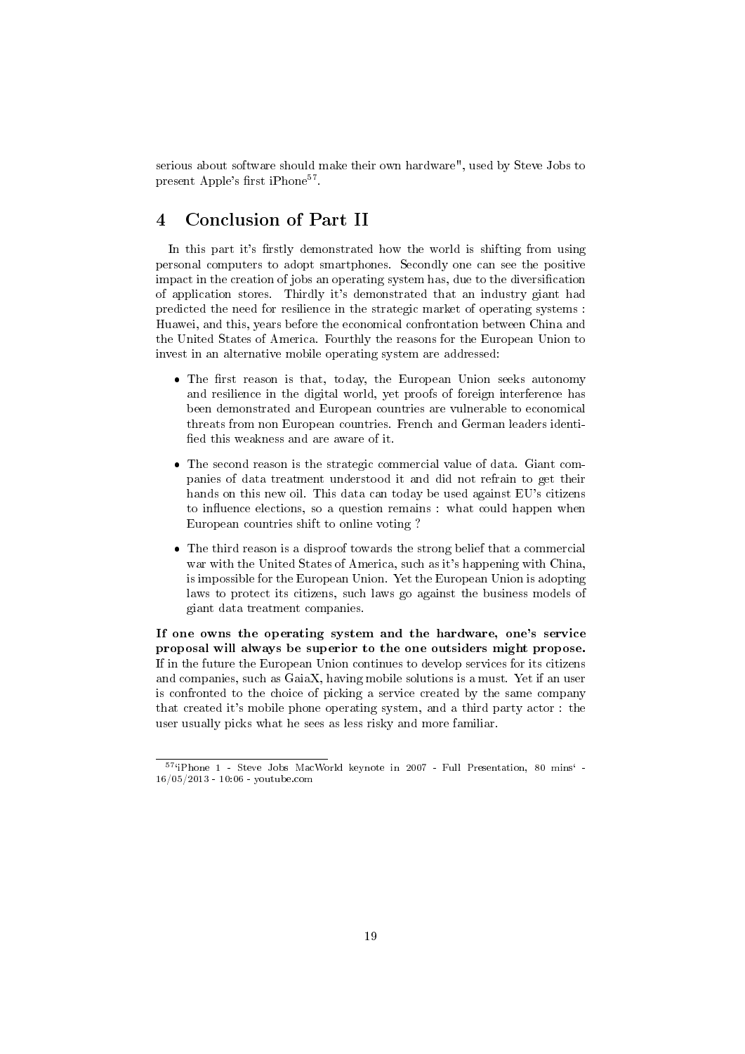serious about software should make their own hardware", used by Steve Jobs to present Apple's first iPhone[57].

# 4 Conclusion of Part II

In this part it's firstly demonstrated how the world is shifting from using personal computers to adopt smartphones. Secondly one can see the positive impact in the creation of jobs an operating system has, due to the diversification of application stores. Thirdly it's demonstrated that an industry giant had predicted the need for resilience in the strategic market of operating systems : Huawei, and this, years before the economical confrontation between China and the United States of America. Fourthly the reasons for the European Union to invest in an alternative mobile operating system are addressed:

- The first reason is that, today, the European Union seeks autonomy and resilience in the digital world, yet proofs of foreign interference has been demonstrated and European countries are vulnerable to economical threats from non European countries. French and German leaders identified this weakness and are aware of it.
- The second reason is the strategic commercial value of data. Giant companies of data treatment understood it and did not refrain to get their hands on this new oil. This data can today be used against EU's citizens to influence elections, so a question remains : what could happen when European countries shift to online voting ?
- The third reason is a disproof towards the strong belief that a commercial war with the United States of America, such as it's happening with China, is impossible for the European Union. Yet the European Union is adopting laws to protect its citizens, such laws go against the business models of giant data treatment companies.

**If one owns the operating system and the hardware, one's service proposal will always be superior to the one outsiders might propose.** If in the future the European Union continues to develop services for its citizens and companies, such as GaiaX, having mobile solutions is a must. Yet if an user is confronted to the choice of picking a service created by the same company that created it's mobile phone operating system, and a third party actor : the user usually picks what he sees as less risky and more familiar.

[57]'iPhone 1 - Steve Jobs MacWorld keynote in 2007 - Full Presentation, 80 mins' - 16/05/2013 - 10:06 - youtube.com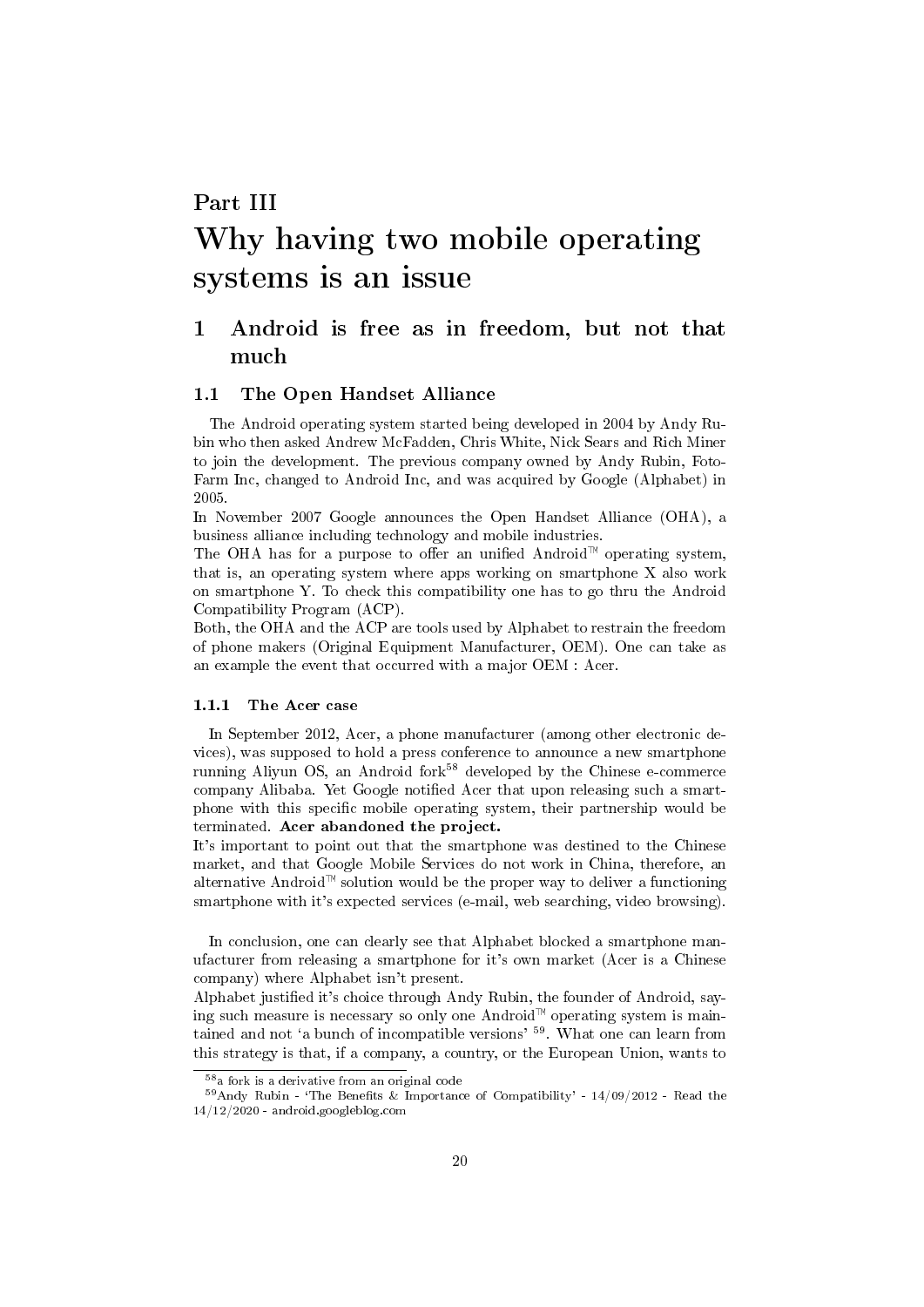# Part III
# Why having two mobile operating systems is an issue

## 1 Android is free as in freedom, but not that much

### 1.1 The Open Handset Alliance

The Android operating system started being developed in 2004 by Andy Rubin who then asked Andrew McFadden, Chris White, Nick Sears and Rich Miner to join the development. The previous company owned by Andy Rubin, Foto-Farm Inc, changed to Android Inc, and was acquired by Google (Alphabet) in 2005.

In November 2007 Google announces the Open Handset Alliance (OHA), a business alliance including technology and mobile industries.

The OHA has for a purpose to offer an unified Android™ operating system, that is, an operating system where apps working on smartphone X also work on smartphone Y. To check this compatibility one has to go thru the Android Compatibility Program (ACP).

Both, the OHA and the ACP are tools used by Alphabet to restrain the freedom of phone makers (Original Equipment Manufacturer, OEM). One can take as an example the event that occurred with a major OEM : Acer.

#### 1.1.1 The Acer case

In September 2012, Acer, a phone manufacturer (among other electronic devices), was supposed to hold a press conference to announce a new smartphone running Aliyun OS, an Android fork[58] developed by the Chinese e-commerce company Alibaba. Yet Google notified Acer that upon releasing such a smartphone with this specific mobile operating system, their partnership would be terminated. **Acer abandoned the project.**

It's important to point out that the smartphone was destined to the Chinese market, and that Google Mobile Services do not work in China, therefore, an alternative Android™ solution would be the proper way to deliver a functioning smartphone with it's expected services (e-mail, web searching, video browsing).

In conclusion, one can clearly see that Alphabet blocked a smartphone manufacturer from releasing a smartphone for it's own market (Acer is a Chinese company) where Alphabet isn't present.

Alphabet justified it's choice through Andy Rubin, the founder of Android, saying such measure is necessary so only one Android™ operating system is maintained and not 'a bunch of incompatible versions' [59]. What one can learn from this strategy is that, if a company, a country, or the European Union, wants to

[58] a fork is a derivative from an original code

[59] Andy Rubin - 'The Benefits & Importance of Compatibility' - 14/09/2012 - Read the 14/12/2020 - android.googleblog.com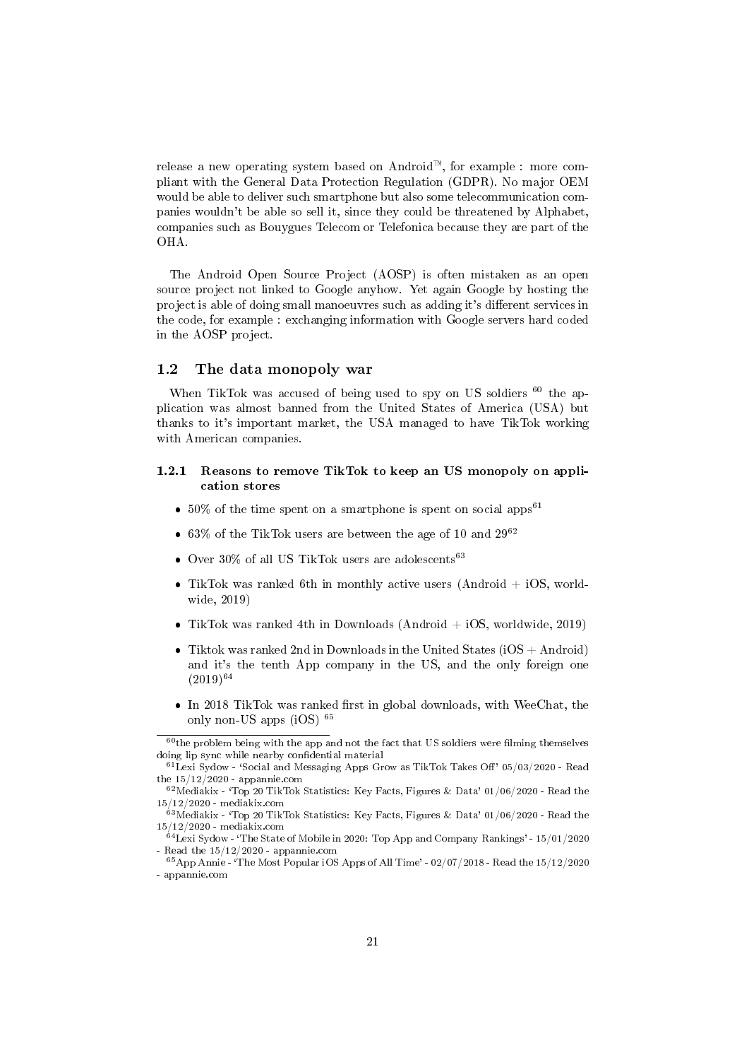release a new operating system based on Android™, for example : more compliant with the General Data Protection Regulation (GDPR). No major OEM would be able to deliver such smartphone but also some telecommunication companies wouldn't be able so sell it, since they could be threatened by Alphabet, companies such as Bouygues Telecom or Telefonica because they are part of the OHA.

The Android Open Source Project (AOSP) is often mistaken as an open source project not linked to Google anyhow. Yet again Google by hosting the project is able of doing small manoeuvres such as adding it's different services in the code, for example : exchanging information with Google servers hard coded in the AOSP project.

## 1.2 The data monopoly war

When TikTok was accused of being used to spy on US soldiers [60] the application was almost banned from the United States of America (USA) but thanks to it's important market, the USA managed to have TikTok working with American companies.

### 1.2.1 Reasons to remove TikTok to keep an US monopoly on application stores

- 50% of the time spent on a smartphone is spent on social apps[61]
- 63% of the TikTok users are between the age of 10 and 29[62]
- Over 30% of all US TikTok users are adolescents[63]
- TikTok was ranked 6th in monthly active users (Android + iOS, worldwide, 2019)
- TikTok was ranked 4th in Downloads (Android + iOS, worldwide, 2019)
- Tiktok was ranked 2nd in Downloads in the United States (iOS + Android) and it's the tenth App company in the US, and the only foreign one (2019)[64]
- In 2018 TikTok was ranked first in global downloads, with WeeChat, the only non-US apps (iOS) [65]

---

[60] the problem being with the app and not the fact that US soldiers were filming themselves doing lip sync while nearby confidential material

[61] Lexi Sydow - 'Social and Messaging Apps Grow as TikTok Takes Off' 05/03/2020 - Read the 15/12/2020 - appannie.com

[62] Mediakix - 'Top 20 TikTok Statistics: Key Facts, Figures & Data' 01/06/2020 - Read the 15/12/2020 - mediakix.com

[63] Mediakix - 'Top 20 TikTok Statistics: Key Facts, Figures & Data' 01/06/2020 - Read the 15/12/2020 - mediakix.com

[64] Lexi Sydow - 'The State of Mobile in 2020: Top App and Company Rankings' - 15/01/2020 - Read the 15/12/2020 - appannie.com

[65] App Annie - 'The Most Popular iOS Apps of All Time' - 02/07/2018 - Read the 15/12/2020 - appannie.com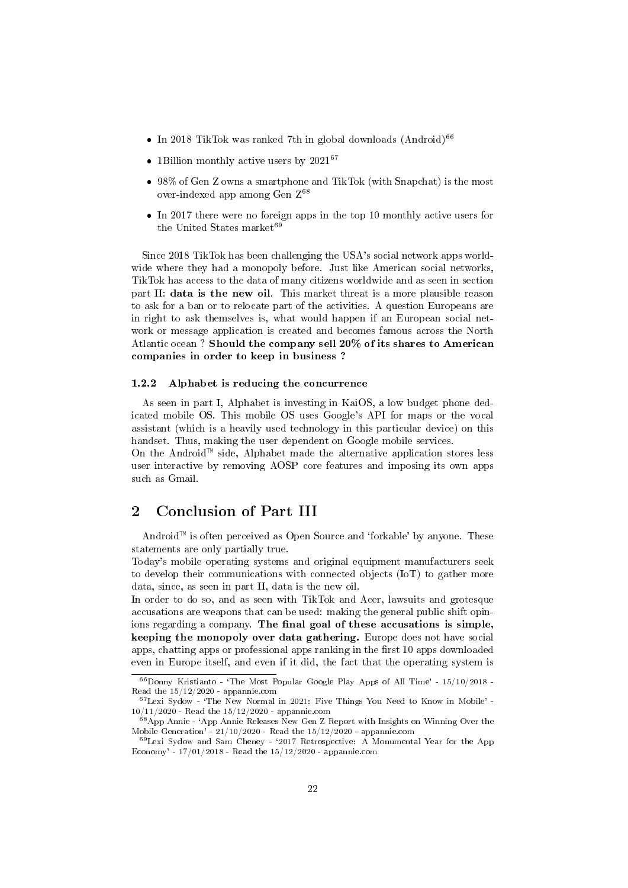- In 2018 TikTok was ranked 7th in global downloads (Android)[66]
- 1Billion monthly active users by 2021[67]
- 98% of Gen Z owns a smartphone and TikTok (with Snapchat) is the most over-indexed app among Gen Z[68]
- In 2017 there were no foreign apps in the top 10 monthly active users for the United States market[69]

Since 2018 TikTok has been challenging the USA's social network apps worldwide where they had a monopoly before. Just like American social networks, TikTok has access to the data of many citizens worldwide and as seen in section part II: **data is the new oil**. This market threat is a more plausible reason to ask for a ban or to relocate part of the activities. A question Europeans are in right to ask themselves is, what would happen if an European social network or message application is created and becomes famous across the North Atlantic ocean ? **Should the company sell 20% of its shares to American companies in order to keep in business ?**

#### 1.2.2 Alphabet is reducing the concurrence

As seen in part I, Alphabet is investing in KaiOS, a low budget phone dedicated mobile OS. This mobile OS uses Google's API for maps or the vocal assistant (which is a heavily used technology in this particular device) on this handset. Thus, making the user dependent on Google mobile services.
On the Android™ side, Alphabet made the alternative application stores less user interactive by removing AOSP core features and imposing its own apps such as Gmail.

## 2 Conclusion of Part III

Android™ is often perceived as Open Source and 'forkable' by anyone. These statements are only partially true.
Today's mobile operating systems and original equipment manufacturers seek to develop their communications with connected objects (IoT) to gather more data, since, as seen in part II, data is the new oil.
In order to do so, and as seen with TikTok and Acer, lawsuits and grotesque accusations are weapons that can be used: making the general public shift opinions regarding a company. **The final goal of these accusations is simple, keeping the monopoly over data gathering.** Europe does not have social apps, chatting apps or professional apps ranking in the first 10 apps downloaded even in Europe itself, and even if it did, the fact that the operating system is

[66] Donny Kristianto - 'The Most Popular Google Play Apps of All Time' - 15/10/2018 - Read the 15/12/2020 - appannie.com

[67] Lexi Sydow - 'The New Normal in 2021: Five Things You Need to Know in Mobile' - 10/11/2020 - Read the 15/12/2020 - appannie.com

[68] App Annie - 'App Annie Releases New Gen Z Report with Insights on Winning Over the Mobile Generation' - 21/10/2020 - Read the 15/12/2020 - appannie.com

[69] Lexi Sydow and Sam Cheney - '2017 Retrospective: A Monumental Year for the App Economy' - 17/01/2018 - Read the 15/12/2020 - appannie.com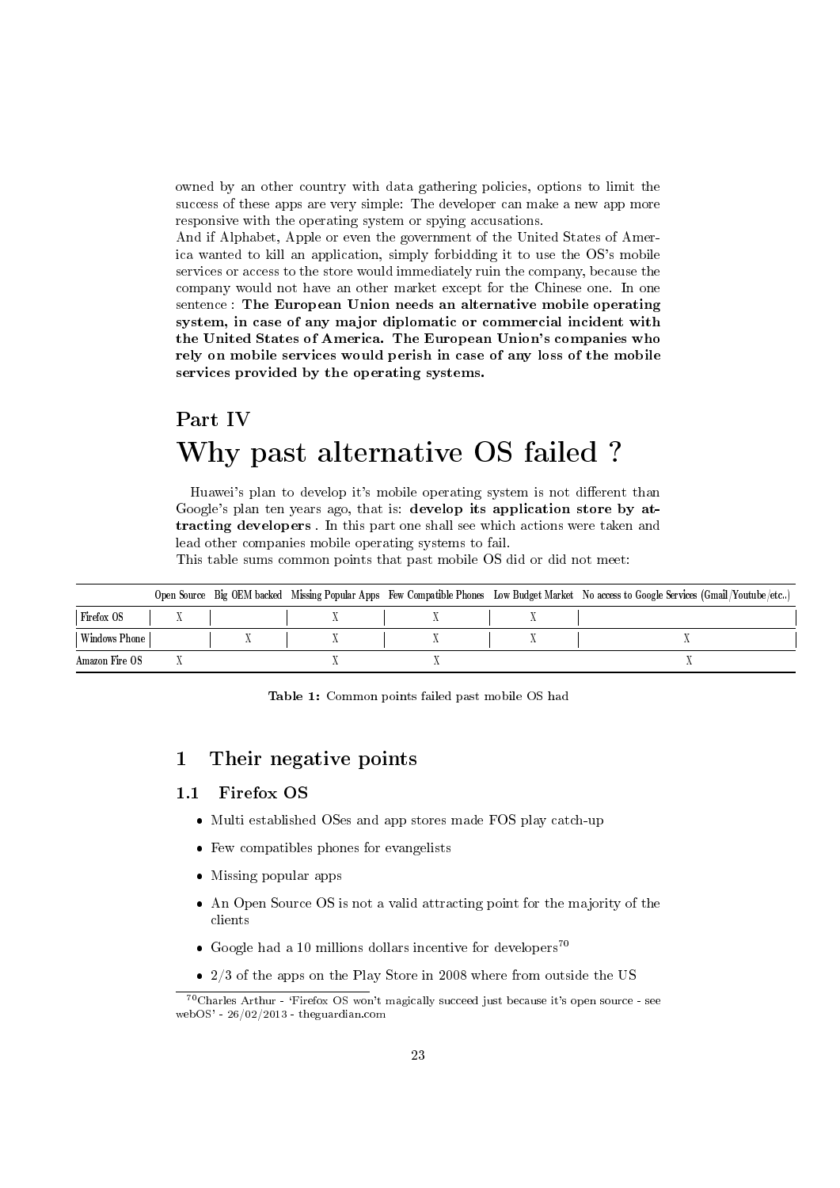owned by an other country with data gathering policies, options to limit the success of these apps are very simple: The developer can make a new app more responsive with the operating system or spying accusations.
And if Alphabet, Apple or even the government of the United States of America wanted to kill an application, simply forbidding it to use the OS's mobile services or access to the store would immediately ruin the company, because the company would not have an other market except for the Chinese one. In one sentence : **The European Union needs an alternative mobile operating system, in case of any major diplomatic or commercial incident with the United States of America. The European Union's companies who rely on mobile services would perish in case of any loss of the mobile services provided by the operating systems.**

# Part IV
# Why past alternative OS failed ?

Huawei's plan to develop it's mobile operating system is not different than Google's plan ten years ago, that is: **develop its application store by attracting developers** . In this part one shall see which actions were taken and lead other companies mobile operating systems to fail.
This table sums common points that past mobile OS did or did not meet:

| | Open Source | Big OEM backed | Missing Popular Apps | Few Compatible Phones | Low Budget Market | No access to Google Services (Gmail/Youtube/etc..) |
|---|---|---|---|---|---|---|
| Firefox OS | X | | X | X | X | |
| Windows Phone | | X | X | X | X | X |
| Amazon Fire OS | X | | X | X | | X |

**Table 1:** Common points failed past mobile OS had

## 1 Their negative points

### 1.1 Firefox OS

- Multi established OSes and app stores made FOS play catch-up
- Few compatibles phones for evangelists
- Missing popular apps
- An Open Source OS is not a valid attracting point for the majority of the clients
- Google had a 10 millions dollars incentive for developers[70]
- 2/3 of the apps on the Play Store in 2008 where from outside the US

[70] Charles Arthur - 'Firefox OS won't magically succeed just because it's open source - see webOS' - 26/02/2013 - theguardian.com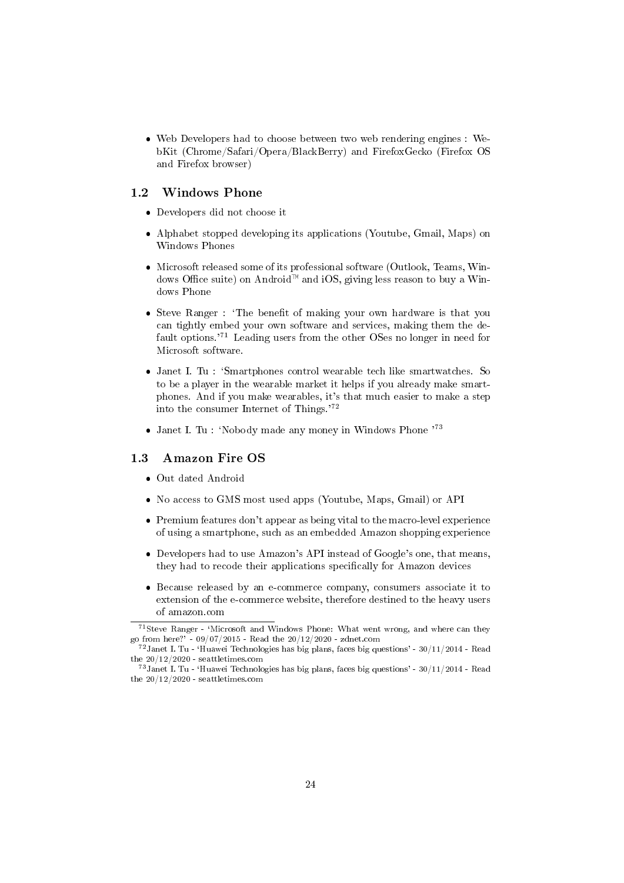- Web Developers had to choose between two web rendering engines : WebKit (Chrome/Safari/Opera/BlackBerry) and FirefoxGecko (Firefox OS and Firefox browser)

## 1.2 Windows Phone

- Developers did not choose it
- Alphabet stopped developing its applications (Youtube, Gmail, Maps) on Windows Phones
- Microsoft released some of its professional software (Outlook, Teams, Windows Office suite) on Android™ and iOS, giving less reason to buy a Windows Phone
- Steve Ranger : 'The benefit of making your own hardware is that you can tightly embed your own software and services, making them the default options.'[71] Leading users from the other OSes no longer in need for Microsoft software.
- Janet I. Tu : 'Smartphones control wearable tech like smartwatches. So to be a player in the wearable market it helps if you already make smartphones. And if you make wearables, it's that much easier to make a step into the consumer Internet of Things.'[72]
- Janet I. Tu : 'Nobody made any money in Windows Phone '[73]

## 1.3 Amazon Fire OS

- Out dated Android
- No access to GMS most used apps (Youtube, Maps, Gmail) or API
- Premium features don't appear as being vital to the macro-level experience of using a smartphone, such as an embedded Amazon shopping experience
- Developers had to use Amazon's API instead of Google's one, that means, they had to recode their applications specifically for Amazon devices
- Because released by an e-commerce company, consumers associate it to extension of the e-commerce website, therefore destined to the heavy users of amazon.com

---

[71] Steve Ranger - 'Microsoft and Windows Phone: What went wrong, and where can they go from here?' - 09/07/2015 - Read the 20/12/2020 - zdnet.com

[72] Janet I. Tu - 'Huawei Technologies has big plans, faces big questions' - 30/11/2014 - Read the 20/12/2020 - seattletimes.com

[73] Janet I. Tu - 'Huawei Technologies has big plans, faces big questions' - 30/11/2014 - Read the 20/12/2020 - seattletimes.com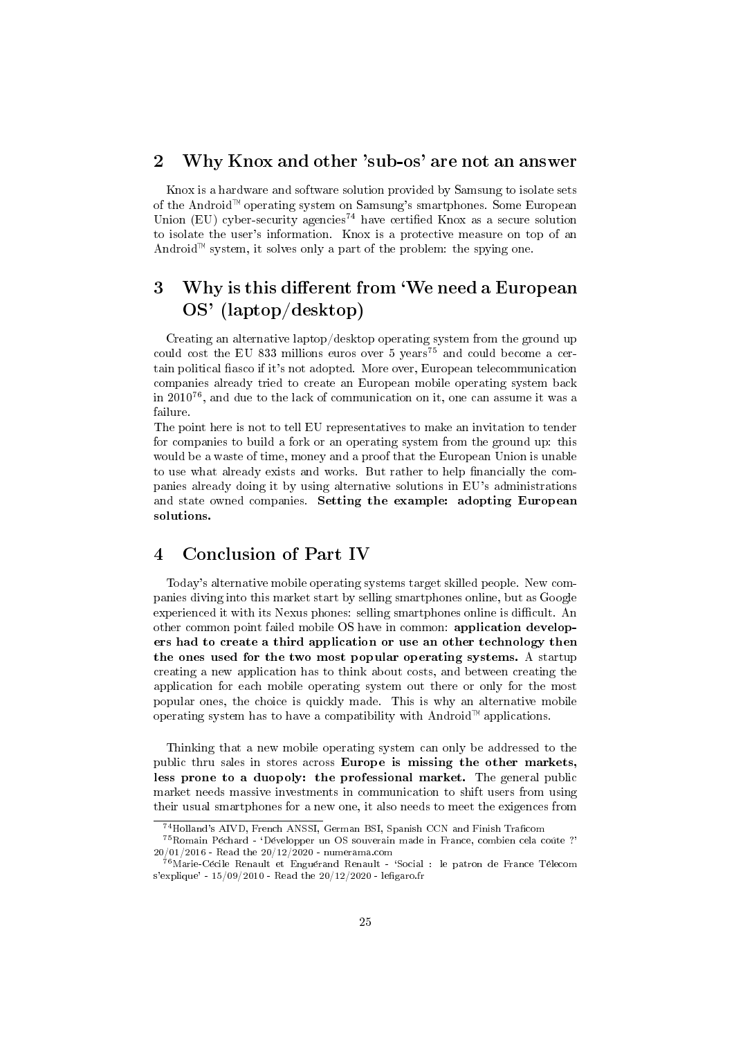## 2 Why Knox and other 'sub-os' are not an answer

Knox is a hardware and software solution provided by Samsung to isolate sets of the Android™ operating system on Samsung's smartphones. Some European Union (EU) cyber-security agencies[74] have certified Knox as a secure solution to isolate the user's information. Knox is a protective measure on top of an Android™ system, it solves only a part of the problem: the spying one.

## 3 Why is this different from 'We need a European OS' (laptop/desktop)

Creating an alternative laptop/desktop operating system from the ground up could cost the EU 833 millions euros over 5 years[75] and could become a certain political fiasco if it's not adopted. More over, European telecommunication companies already tried to create an European mobile operating system back in 2010[76], and due to the lack of communication on it, one can assume it was a failure.
The point here is not to tell EU representatives to make an invitation to tender for companies to build a fork or an operating system from the ground up: this would be a waste of time, money and a proof that the European Union is unable to use what already exists and works. But rather to help financially the companies already doing it by using alternative solutions in EU's administrations and state owned companies. **Setting the example: adopting European solutions.**

## 4 Conclusion of Part IV

Today's alternative mobile operating systems target skilled people. New companies diving into this market start by selling smartphones online, but as Google experienced it with its Nexus phones: selling smartphones online is difficult. An other common point failed mobile OS have in common: **application developers had to create a third application or use an other technology then the ones used for the two most popular operating systems.** A startup creating a new application has to think about costs, and between creating the application for each mobile operating system out there or only for the most popular ones, the choice is quickly made. This is why an alternative mobile operating system has to have a compatibility with Android™ applications.

Thinking that a new mobile operating system can only be addressed to the public thru sales in stores across **Europe is missing the other markets, less prone to a duopoly: the professional market.** The general public market needs massive investments in communication to shift users from using their usual smartphones for a new one, it also needs to meet the exigences from

---

[74] Holland's AIVD, French ANSSI, German BSI, Spanish CCN and Finish Traficom

[75] Romain Péchard - 'Développer un OS souverain made in France, combien cela coûte ?' 20/01/2016 - Read the 20/12/2020 - numerama.com

[76] Marie-Cécile Renault et Enguérand Renault - 'Social : le patron de France Télecom s'explique' - 15/09/2010 - Read the 20/12/2020 - lefigaro.fr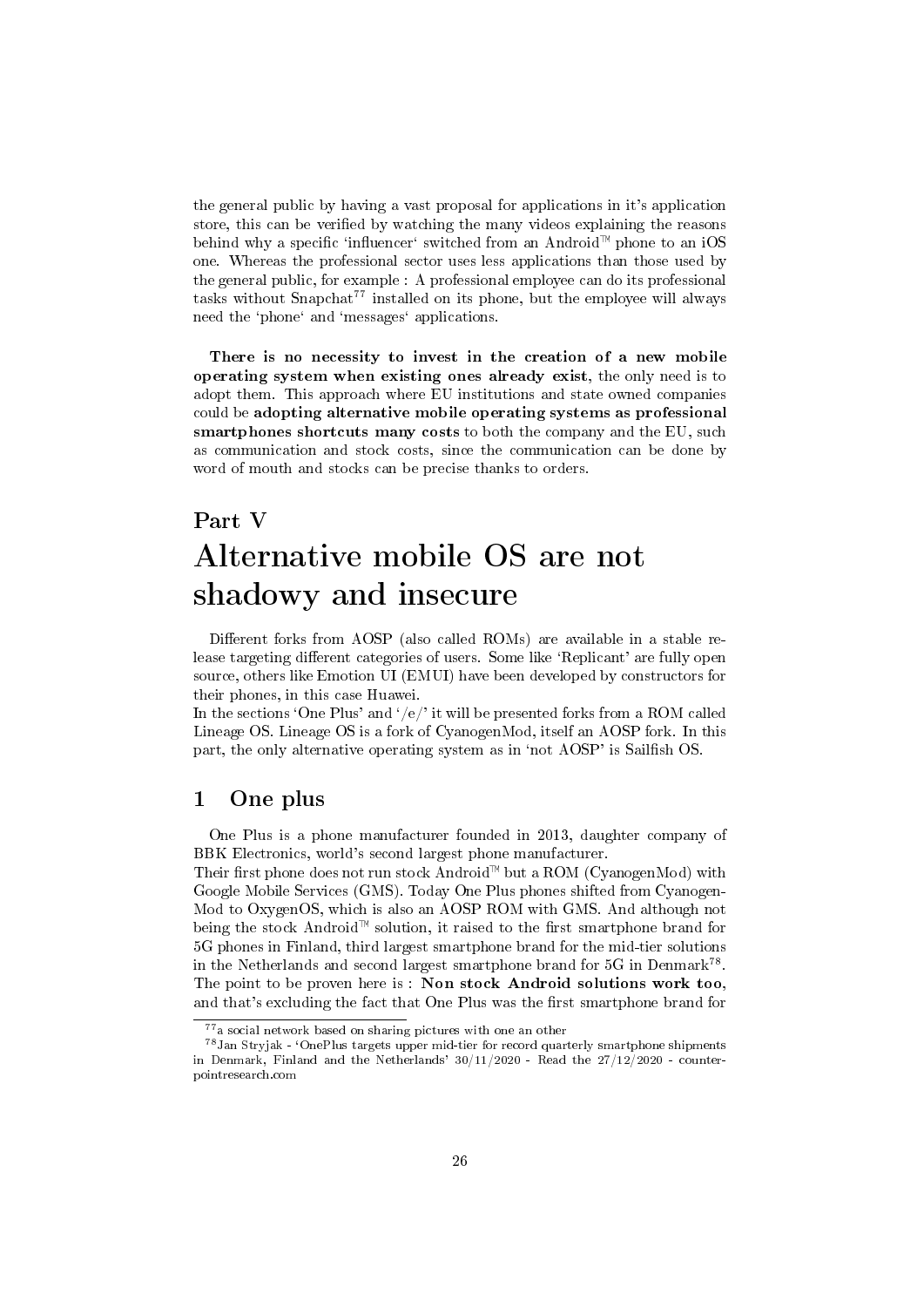the general public by having a vast proposal for applications in it's application store, this can be verified by watching the many videos explaining the reasons behind why a specific 'influencer' switched from an Android™ phone to an iOS one. Whereas the professional sector uses less applications than those used by the general public, for example : A professional employee can do its professional tasks without Snapchat[77] installed on its phone, but the employee will always need the 'phone' and 'messages' applications.

**There is no necessity to invest in the creation of a new mobile operating system when existing ones already exist**, the only need is to adopt them. This approach where EU institutions and state owned companies could be **adopting alternative mobile operating systems as professional smartphones shortcuts many costs** to both the company and the EU, such as communication and stock costs, since the communication can be done by word of mouth and stocks can be precise thanks to orders.

# Part V
# Alternative mobile OS are not shadowy and insecure

Different forks from AOSP (also called ROMs) are available in a stable release targeting different categories of users. Some like 'Replicant' are fully open source, others like Emotion UI (EMUI) have been developed by constructors for their phones, in this case Huawei.
In the sections 'One Plus' and '/e/' it will be presented forks from a ROM called Lineage OS. Lineage OS is a fork of CyanogenMod, itself an AOSP fork. In this part, the only alternative operating system as in 'not AOSP' is Sailfish OS.

## 1 One plus

One Plus is a phone manufacturer founded in 2013, daughter company of BBK Electronics, world's second largest phone manufacturer.
Their first phone does not run stock Android™ but a ROM (CyanogenMod) with Google Mobile Services (GMS). Today One Plus phones shifted from CyanogenMod to OxygenOS, which is also an AOSP ROM with GMS. And although not being the stock Android™ solution, it raised to the first smartphone brand for 5G phones in Finland, third largest smartphone brand for the mid-tier solutions in the Netherlands and second largest smartphone brand for 5G in Denmark[78].
The point to be proven here is : **Non stock Android solutions work too**, and that's excluding the fact that One Plus was the first smartphone brand for

[77] a social network based on sharing pictures with one an other

[78] Jan Stryjak - 'OnePlus targets upper mid-tier for record quarterly smartphone shipments in Denmark, Finland and the Netherlands' 30/11/2020 - Read the 27/12/2020 - counterpointresearch.com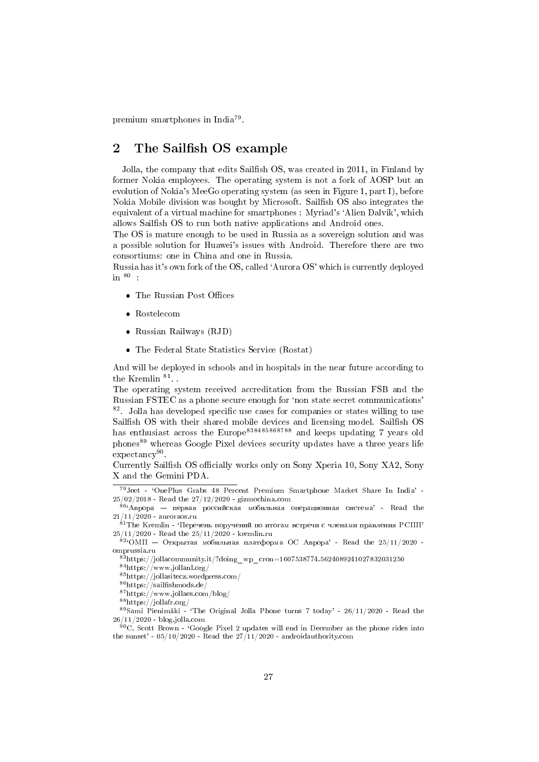premium smartphones in India[79].

## 2 The Sailfish OS example

Jolla, the company that edits Sailfish OS, was created in 2011, in Finland by former Nokia employees. The operating system is not a fork of AOSP but an evolution of Nokia's MeeGo operating system (as seen in Figure 1, part I), before Nokia Mobile division was bought by Microsoft. Sailfish OS also integrates the equivalent of a virtual machine for smartphones : Myriad's 'Alien Dalvik', which allows Sailfish OS to run both native applications and Android ones.
The OS is mature enough to be used in Russia as a sovereign solution and was a possible solution for Huawei's issues with Android. Therefore there are two consortiums: one in China and one in Russia.
Russia has it's own fork of the OS, called 'Aurora OS' which is currently deployed in [80] :

- The Russian Post Offices
- Rostelecom
- Russian Railways (RJD)
- The Federal State Statistics Service (Rostat)

And will be deployed in schools and in hospitals in the near future according to the Kremlin [81]. .
The operating system received accreditation from the Russian FSB and the Russian FSTEC as a phone secure enough for 'non state secret communications' [82]. Jolla has developed specific use cases for companies or states willing to use Sailfish OS with their shared mobile devices and licensing model. Sailfish OS has enthusiast across the Europe[83][84][85][86][87][88] and keeps updating 7 years old phones[89] whereas Google Pixel devices security updates have a three years life expectancy[90].
Currently Sailfish OS officially works only on Sony Xperia 10, Sony XA2, Sony X and the Gemini PDA.

---

[79] Jeet - 'OnePlus Grabs 48 Percent Premium Smartphone Market Share In India' - 25/02/2018 - Read the 27/12/2020 - gizmochina.com

[80] 'Аврора — первая российская мобильная операционная система' - Read the 21/11/2020 - auroraos.ru

[81] The Kremlin - 'Перечень поручений по итогам встречи с членами правления РСПП' 25/11/2020 - Read the 25/11/2020 - kremlin.ru

[82] 'ОМП — Открытая мобильная платформа ОС Аврора' - Read the 25/11/2020 - omprussia.ru

[83] https://jollacommunity.it/?doing_wp_cron=1607538774.5624089241027832031250

[84] https://www.jollanl.org/

[85] https://jollasitecz.wordpress.com/

[86] https://sailfishmods.de/

[87] https://www.jollaes.com/blog/

[88] https://jollafr.org/

[89] Sami Pienimäki - 'The Original Jolla Phone turns 7 today' - 26/11/2020 - Read the 26/11/2020 - blog.jolla.com

[90] C. Scott Brown - 'Google Pixel 2 updates will end in December as the phone rides into the sunset' - 05/10/2020 - Read the 27/11/2020 - androidauthority.com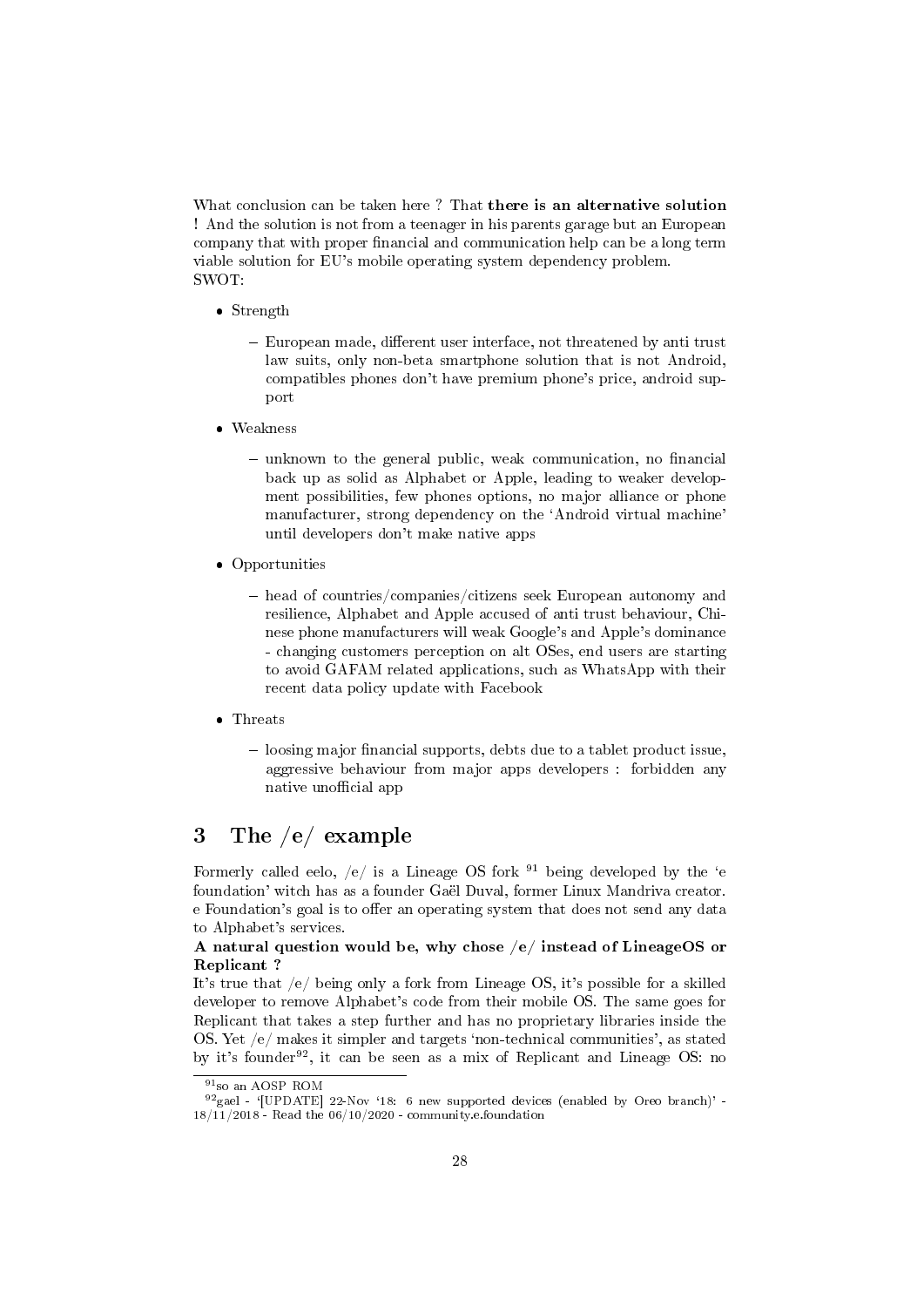What conclusion can be taken here ? That **there is an alternative solution** ! And the solution is not from a teenager in his parents garage but an European company that with proper financial and communication help can be a long term viable solution for EU's mobile operating system dependency problem.
SWOT:

- Strength
  - European made, different user interface, not threatened by anti trust law suits, only non-beta smartphone solution that is not Android, compatibles phones don't have premium phone's price, android support
- Weakness
  - unknown to the general public, weak communication, no financial back up as solid as Alphabet or Apple, leading to weaker development possibilities, few phones options, no major alliance or phone manufacturer, strong dependency on the 'Android virtual machine' until developers don't make native apps
- Opportunities
  - head of countries/companies/citizens seek European autonomy and resilience, Alphabet and Apple accused of anti trust behaviour, Chinese phone manufacturers will weak Google's and Apple's dominance - changing customers perception on alt OSes, end users are starting to avoid GAFAM related applications, such as WhatsApp with their recent data policy update with Facebook
- Threats
  - loosing major financial supports, debts due to a tablet product issue, aggressive behaviour from major apps developers : forbidden any native unofficial app

## 3 The /e/ example

Formerly called eelo, /e/ is a Lineage OS fork [91] being developed by the 'e foundation' witch has as a founder Gaël Duval, former Linux Mandriva creator. e Foundation's goal is to offer an operating system that does not send any data to Alphabet's services.

**A natural question would be, why chose /e/ instead of LineageOS or Replicant ?**

It's true that /e/ being only a fork from Lineage OS, it's possible for a skilled developer to remove Alphabet's code from their mobile OS. The same goes for Replicant that takes a step further and has no proprietary libraries inside the OS. Yet /e/ makes it simpler and targets 'non-technical communities', as stated by it's founder[92], it can be seen as a mix of Replicant and Lineage OS: no

[91] so an AOSP ROM

[92] gael - '[UPDATE] 22-Nov '18: 6 new supported devices (enabled by Oreo branch)' - 18/11/2018 - Read the 06/10/2020 - community.e.foundation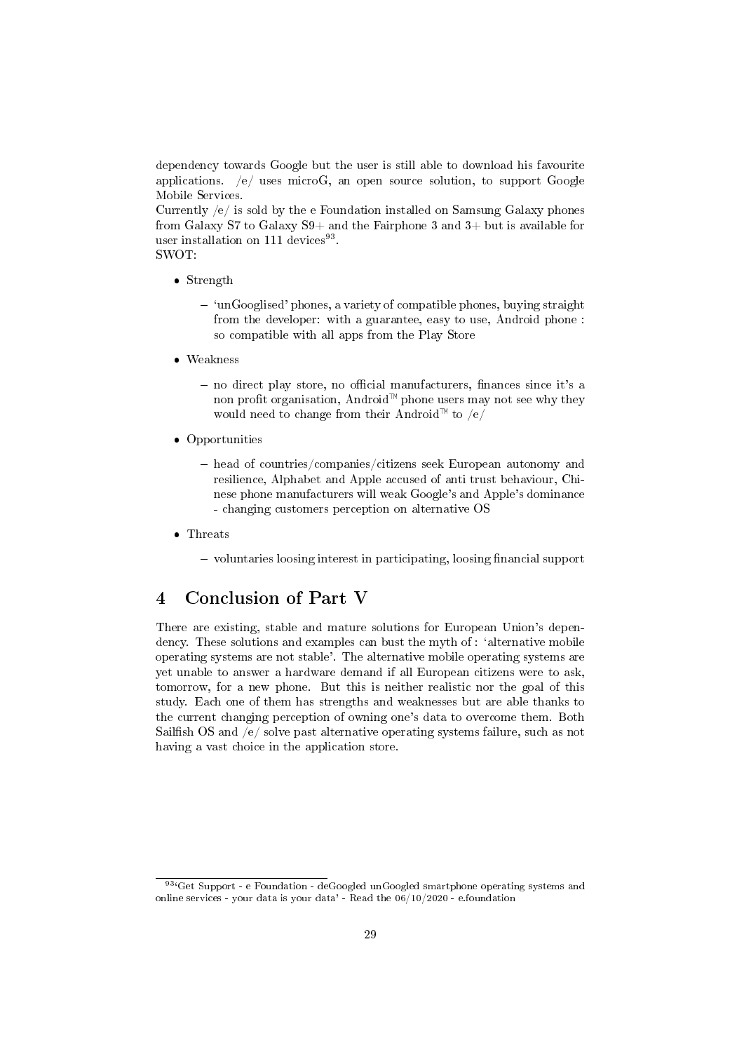dependency towards Google but the user is still able to download his favourite applications. /e/ uses microG, an open source solution, to support Google Mobile Services.
Currently /e/ is sold by the e Foundation installed on Samsung Galaxy phones from Galaxy S7 to Galaxy S9+ and the Fairphone 3 and 3+ but is available for user installation on 111 devices[93].
SWOT:

- Strength
  - 'unGooglised' phones, a variety of compatible phones, buying straight from the developer: with a guarantee, easy to use, Android phone : so compatible with all apps from the Play Store
- Weakness
  - no direct play store, no official manufacturers, finances since it's a non profit organisation, Android™ phone users may not see why they would need to change from their Android™ to /e/
- Opportunities
  - head of countries/companies/citizens seek European autonomy and resilience, Alphabet and Apple accused of anti trust behaviour, Chinese phone manufacturers will weak Google's and Apple's dominance - changing customers perception on alternative OS
- Threats
  - voluntaries loosing interest in participating, loosing financial support

## 4 Conclusion of Part V

There are existing, stable and mature solutions for European Union's dependency. These solutions and examples can bust the myth of : 'alternative mobile operating systems are not stable'. The alternative mobile operating systems are yet unable to answer a hardware demand if all European citizens were to ask, tomorrow, for a new phone. But this is neither realistic nor the goal of this study. Each one of them has strengths and weaknesses but are able thanks to the current changing perception of owning one's data to overcome them. Both Sailfish OS and /e/ solve past alternative operating systems failure, such as not having a vast choice in the application store.

[93]'Get Support - e Foundation - deGoogled unGoogled smartphone operating systems and online services - your data is your data' - Read the 06/10/2020 - e.foundation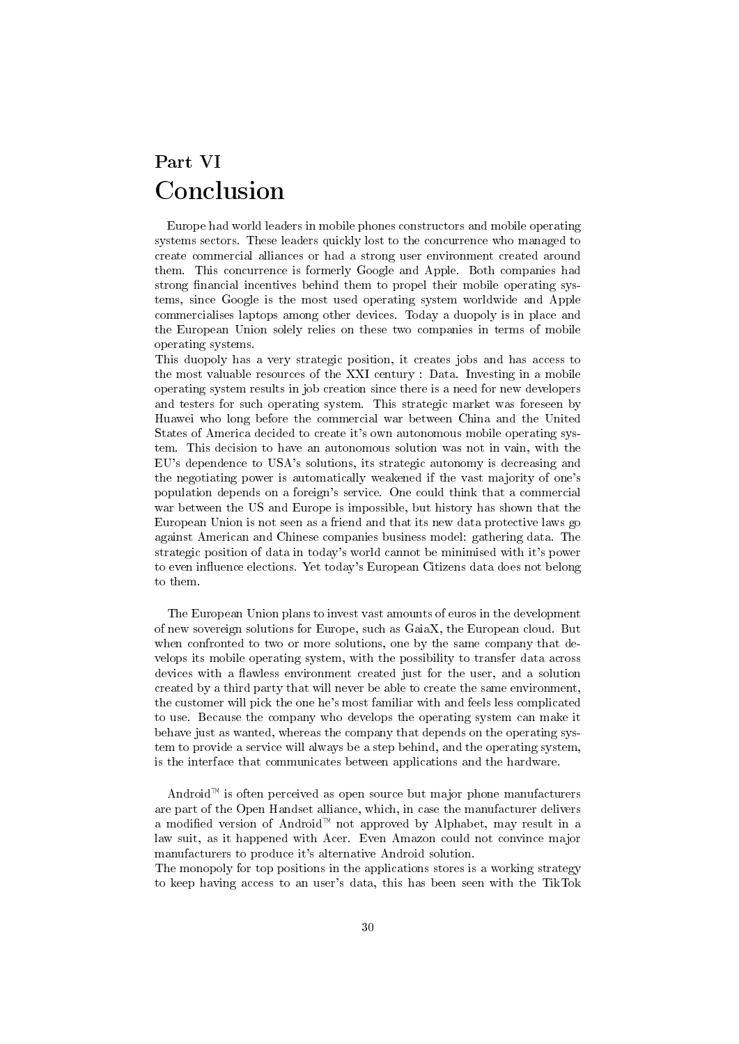# Part VI
# Conclusion

Europe had world leaders in mobile phones constructors and mobile operating systems sectors. These leaders quickly lost to the concurrence who managed to create commercial alliances or had a strong user environment created around them. This concurrence is formerly Google and Apple. Both companies had strong financial incentives behind them to propel their mobile operating systems, since Google is the most used operating system worldwide and Apple commercialises laptops among other devices. Today a duopoly is in place and the European Union solely relies on these two companies in terms of mobile operating systems.

This duopoly has a very strategic position, it creates jobs and has access to the most valuable resources of the XXI century : Data. Investing in a mobile operating system results in job creation since there is a need for new developers and testers for such operating system. This strategic market was foreseen by Huawei who long before the commercial war between China and the United States of America decided to create it's own autonomous mobile operating system. This decision to have an autonomous solution was not in vain, with the EU's dependence to USA's solutions, its strategic autonomy is decreasing and the negotiating power is automatically weakened if the vast majority of one's population depends on a foreign's service. One could think that a commercial war between the US and Europe is impossible, but history has shown that the European Union is not seen as a friend and that its new data protective laws go against American and Chinese companies business model: gathering data. The strategic position of data in today's world cannot be minimised with it's power to even influence elections. Yet today's European Citizens data does not belong to them.

The European Union plans to invest vast amounts of euros in the development of new sovereign solutions for Europe, such as GaiaX, the European cloud. But when confronted to two or more solutions, one by the same company that develops its mobile operating system, with the possibility to transfer data across devices with a flawless environment created just for the user, and a solution created by a third party that will never be able to create the same environment, the customer will pick the one he's most familiar with and feels less complicated to use. Because the company who develops the operating system can make it behave just as wanted, whereas the company that depends on the operating system to provide a service will always be a step behind, and the operating system, is the interface that communicates between applications and the hardware.

Android™ is often perceived as open source but major phone manufacturers are part of the Open Handset alliance, which, in case the manufacturer delivers a modified version of Android™ not approved by Alphabet, may result in a law suit, as it happened with Acer. Even Amazon could not convince major manufacturers to produce it's alternative Android solution.

The monopoly for top positions in the applications stores is a working strategy to keep having access to an user's data, this has been seen with the TikTok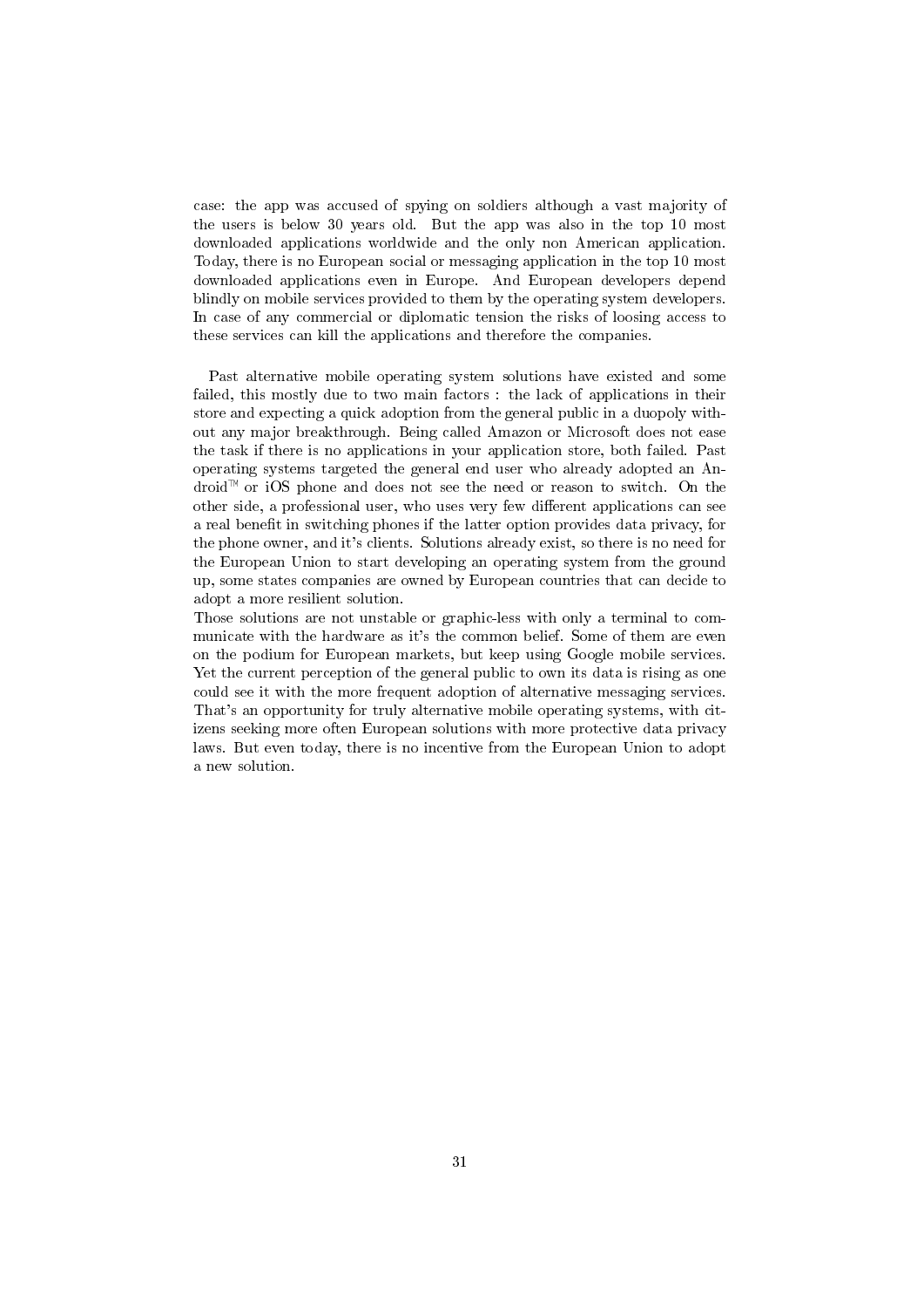case: the app was accused of spying on soldiers although a vast majority of the users is below 30 years old. But the app was also in the top 10 most downloaded applications worldwide and the only non American application. Today, there is no European social or messaging application in the top 10 most downloaded applications even in Europe. And European developers depend blindly on mobile services provided to them by the operating system developers. In case of any commercial or diplomatic tension the risks of loosing access to these services can kill the applications and therefore the companies.

Past alternative mobile operating system solutions have existed and some failed, this mostly due to two main factors : the lack of applications in their store and expecting a quick adoption from the general public in a duopoly without any major breakthrough. Being called Amazon or Microsoft does not ease the task if there is no applications in your application store, both failed. Past operating systems targeted the general end user who already adopted an Android™ or iOS phone and does not see the need or reason to switch. On the other side, a professional user, who uses very few different applications can see a real benefit in switching phones if the latter option provides data privacy, for the phone owner, and it's clients. Solutions already exist, so there is no need for the European Union to start developing an operating system from the ground up, some states companies are owned by European countries that can decide to adopt a more resilient solution.
Those solutions are not unstable or graphic-less with only a terminal to communicate with the hardware as it's the common belief. Some of them are even on the podium for European markets, but keep using Google mobile services. Yet the current perception of the general public to own its data is rising as one could see it with the more frequent adoption of alternative messaging services. That's an opportunity for truly alternative mobile operating systems, with citizens seeking more often European solutions with more protective data privacy laws. But even today, there is no incentive from the European Union to adopt a new solution.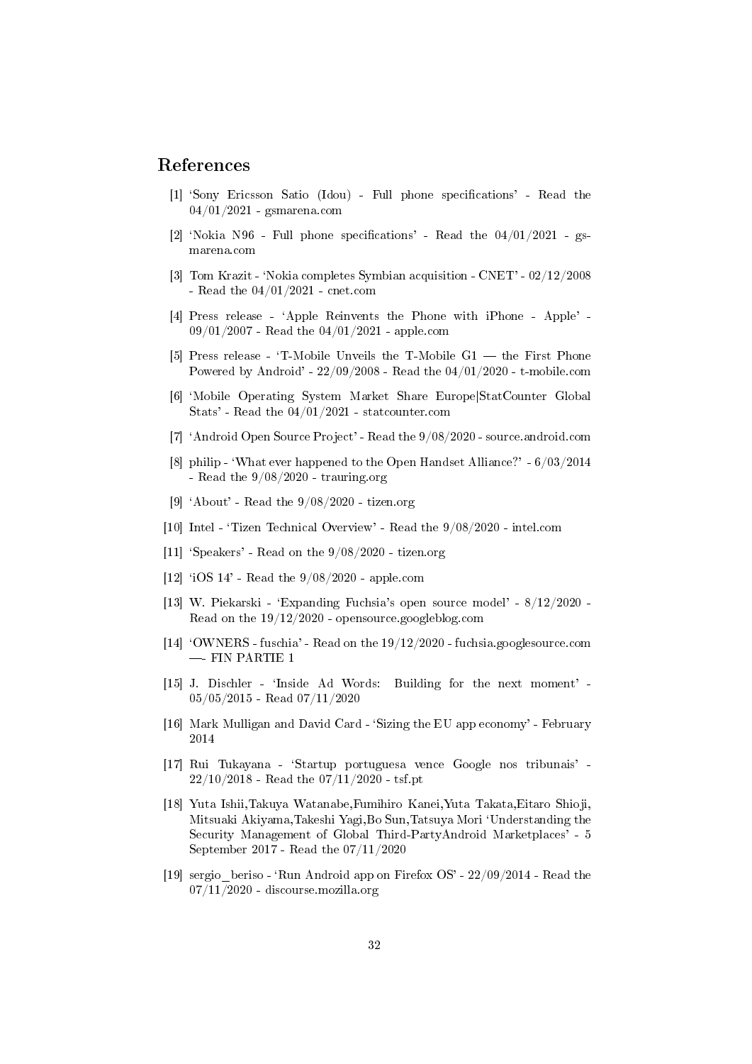## References

[1] 'Sony Ericsson Satio (Idou) - Full phone specifications' - Read the 04/01/2021 - gsmarena.com

[2] 'Nokia N96 - Full phone specifications' - Read the 04/01/2021 - gsmarena.com

[3] Tom Krazit - 'Nokia completes Symbian acquisition - CNET' - 02/12/2008 - Read the 04/01/2021 - cnet.com

[4] Press release - 'Apple Reinvents the Phone with iPhone - Apple' - 09/01/2007 - Read the 04/01/2021 - apple.com

[5] Press release - 'T-Mobile Unveils the T-Mobile G1 — the First Phone Powered by Android' - 22/09/2008 - Read the 04/01/2020 - t-mobile.com

[6] 'Mobile Operating System Market Share Europe|StatCounter Global Stats' - Read the 04/01/2021 - statcounter.com

[7] 'Android Open Source Project' - Read the 9/08/2020 - source.android.com

[8] philip - 'What ever happened to the Open Handset Alliance?' - 6/03/2014 - Read the 9/08/2020 - trauring.org

[9] 'About' - Read the 9/08/2020 - tizen.org

[10] Intel - 'Tizen Technical Overview' - Read the 9/08/2020 - intel.com

[11] 'Speakers' - Read on the 9/08/2020 - tizen.org

[12] 'iOS 14' - Read the 9/08/2020 - apple.com

[13] W. Piekarski - 'Expanding Fuchsia's open source model' - 8/12/2020 - Read on the 19/12/2020 - opensource.googleblog.com

[14] 'OWNERS - fuschia' - Read on the 19/12/2020 - fuchsia.googlesource.com —- FIN PARTIE 1

[15] J. Dischler - 'Inside Ad Words: Building for the next moment' - 05/05/2015 - Read 07/11/2020

[16] Mark Mulligan and David Card - 'Sizing the EU app economy' - February 2014

[17] Rui Tukayana - 'Startup portuguesa vence Google nos tribunais' - 22/10/2018 - Read the 07/11/2020 - tsf.pt

[18] Yuta Ishii,Takuya Watanabe,Fumihiro Kanei,Yuta Takata,Eitaro Shioji, Mitsuaki Akiyama,Takeshi Yagi,Bo Sun,Tatsuya Mori 'Understanding the Security Management of Global Third-PartyAndroid Marketplaces' - 5 September 2017 - Read the 07/11/2020

[19] sergio_beriso - 'Run Android app on Firefox OS' - 22/09/2014 - Read the 07/11/2020 - discourse.mozilla.org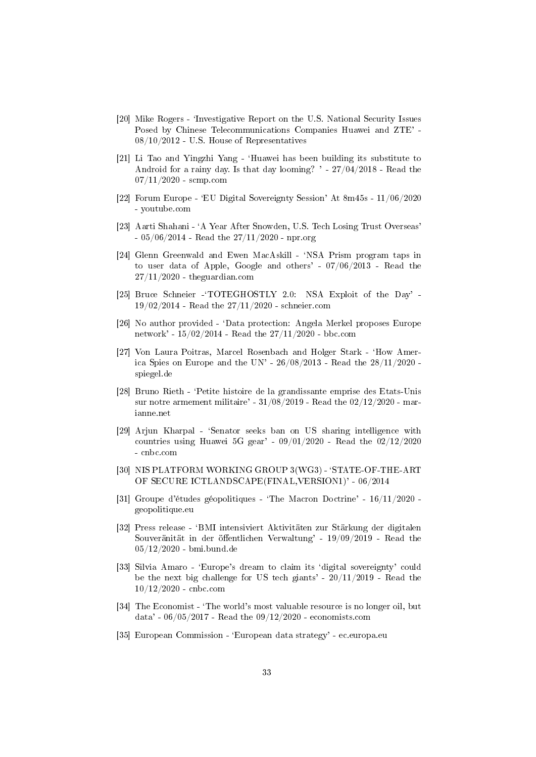[20] Mike Rogers - 'Investigative Report on the U.S. National Security Issues Posed by Chinese Telecommunications Companies Huawei and ZTE' - 08/10/2012 - U.S. House of Representatives

[21] Li Tao and Yingzhi Yang - 'Huawei has been building its substitute to Android for a rainy day. Is that day looming? ' - 27/04/2018 - Read the 07/11/2020 - scmp.com

[22] Forum Europe - 'EU Digital Sovereignty Session' At 8m45s - 11/06/2020 - youtube.com

[23] Aarti Shahani - 'A Year After Snowden, U.S. Tech Losing Trust Overseas' - 05/06/2014 - Read the 27/11/2020 - npr.org

[24] Glenn Greenwald and Ewen MacAskill - 'NSA Prism program taps in to user data of Apple, Google and others' - 07/06/2013 - Read the 27/11/2020 - theguardian.com

[25] Bruce Schneier -'TOTEGHOSTLY 2.0: NSA Exploit of the Day' - 19/02/2014 - Read the 27/11/2020 - schneier.com

[26] No author provided - 'Data protection: Angela Merkel proposes Europe network' - 15/02/2014 - Read the 27/11/2020 - bbc.com

[27] Von Laura Poitras, Marcel Rosenbach and Holger Stark - 'How America Spies on Europe and the UN' - 26/08/2013 - Read the 28/11/2020 - spiegel.de

[28] Bruno Rieth - 'Petite histoire de la grandissante emprise des Etats-Unis sur notre armement militaire' - 31/08/2019 - Read the 02/12/2020 - marianne.net

[29] Arjun Kharpal - 'Senator seeks ban on US sharing intelligence with countries using Huawei 5G gear' - 09/01/2020 - Read the 02/12/2020 - cnbc.com

[30] NIS PLATFORM WORKING GROUP 3(WG3) - 'STATE-OF-THE-ART OF SECURE ICTLANDSCAPE(FINAL,VERSION1)' - 06/2014

[31] Groupe d'études géopolitiques - 'The Macron Doctrine' - 16/11/2020 - geopolitique.eu

[32] Press release - 'BMI intensiviert Aktivitäten zur Stärkung der digitalen Souveränität in der öffentlichen Verwaltung' - 19/09/2019 - Read the 05/12/2020 - bmi.bund.de

[33] Silvia Amaro - 'Europe's dream to claim its 'digital sovereignty' could be the next big challenge for US tech giants' - 20/11/2019 - Read the 10/12/2020 - cnbc.com

[34] The Economist - 'The world's most valuable resource is no longer oil, but data' - 06/05/2017 - Read the 09/12/2020 - economists.com

[35] European Commission - 'European data strategy' - ec.europa.eu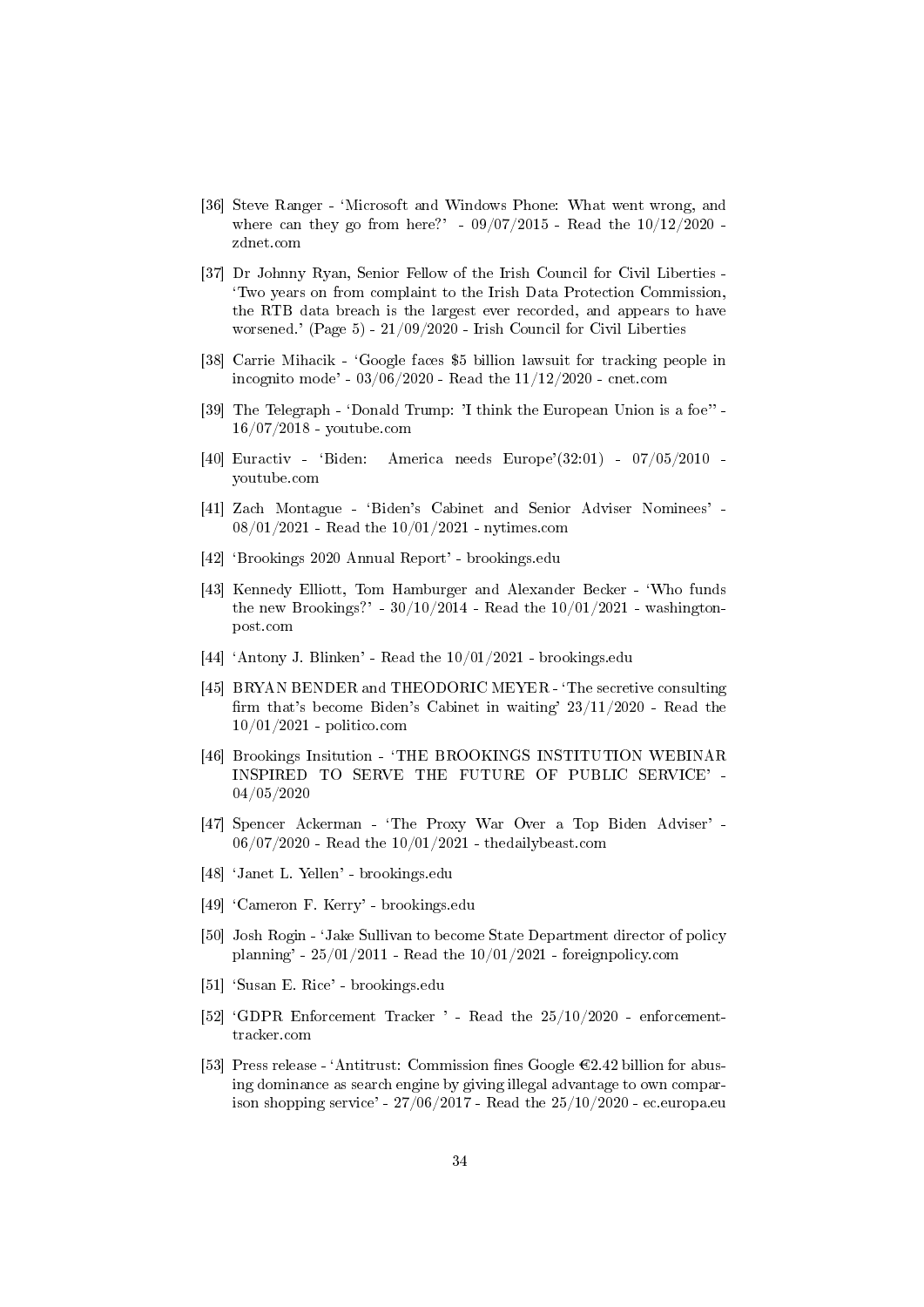[36] Steve Ranger - 'Microsoft and Windows Phone: What went wrong, and where can they go from here?' - 09/07/2015 - Read the 10/12/2020 - zdnet.com

[37] Dr Johnny Ryan, Senior Fellow of the Irish Council for Civil Liberties - 'Two years on from complaint to the Irish Data Protection Commission, the RTB data breach is the largest ever recorded, and appears to have worsened.' (Page 5) - 21/09/2020 - Irish Council for Civil Liberties

[38] Carrie Mihacik - 'Google faces $5 billion lawsuit for tracking people in incognito mode' - 03/06/2020 - Read the 11/12/2020 - cnet.com

[39] The Telegraph - 'Donald Trump: 'I think the European Union is a foe'' - 16/07/2018 - youtube.com

[40] Euractiv - 'Biden: America needs Europe'(32:01) - 07/05/2010 - youtube.com

[41] Zach Montague - 'Biden's Cabinet and Senior Adviser Nominees' - 08/01/2021 - Read the 10/01/2021 - nytimes.com

[42] 'Brookings 2020 Annual Report' - brookings.edu

[43] Kennedy Elliott, Tom Hamburger and Alexander Becker - 'Who funds the new Brookings?' - 30/10/2014 - Read the 10/01/2021 - washingtonpost.com

[44] 'Antony J. Blinken' - Read the 10/01/2021 - brookings.edu

[45] BRYAN BENDER and THEODORIC MEYER - 'The secretive consulting firm that's become Biden's Cabinet in waiting' 23/11/2020 - Read the 10/01/2021 - politico.com

[46] Brookings Insitution - 'THE BROOKINGS INSTITUTION WEBINAR INSPIRED TO SERVE THE FUTURE OF PUBLIC SERVICE' - 04/05/2020

[47] Spencer Ackerman - 'The Proxy War Over a Top Biden Adviser' - 06/07/2020 - Read the 10/01/2021 - thedailybeast.com

[48] 'Janet L. Yellen' - brookings.edu

[49] 'Cameron F. Kerry' - brookings.edu

[50] Josh Rogin - 'Jake Sullivan to become State Department director of policy planning' - 25/01/2011 - Read the 10/01/2021 - foreignpolicy.com

[51] 'Susan E. Rice' - brookings.edu

[52] 'GDPR Enforcement Tracker ' - Read the 25/10/2020 - enforcementtracker.com

[53] Press release - 'Antitrust: Commission fines Google €2.42 billion for abusing dominance as search engine by giving illegal advantage to own comparison shopping service' - 27/06/2017 - Read the 25/10/2020 - ec.europa.eu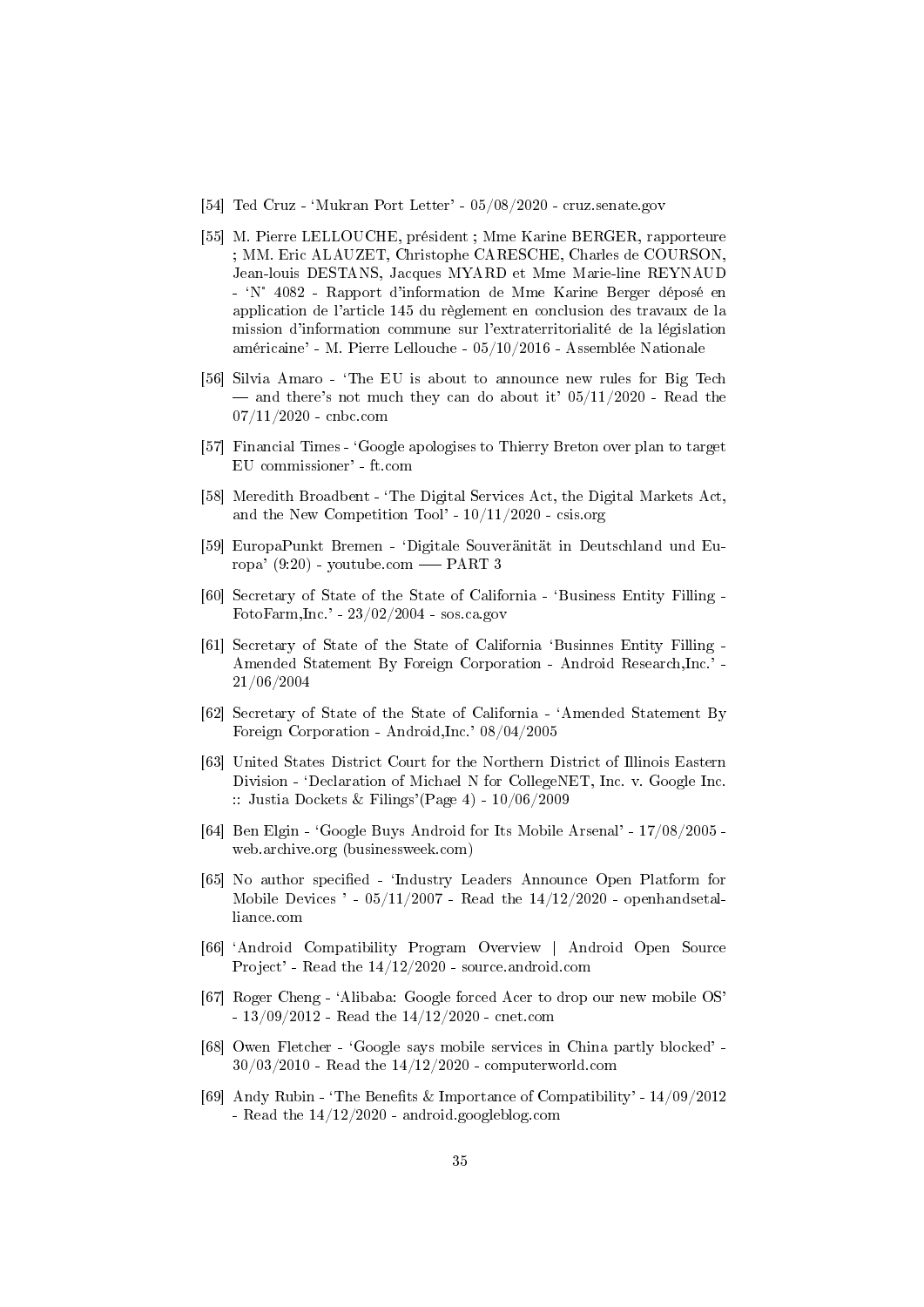[54] Ted Cruz - 'Mukran Port Letter' - 05/08/2020 - cruz.senate.gov

[55] M. Pierre LELLOUCHE, président ; Mme Karine BERGER, rapporteure ; MM. Eric ALAUZET, Christophe CARESCHE, Charles de COURSON, Jean-louis DESTANS, Jacques MYARD et Mme Marie-line REYNAUD - 'N° 4082 - Rapport d'information de Mme Karine Berger déposé en application de l'article 145 du règlement en conclusion des travaux de la mission d'information commune sur l'extraterritorialité de la législation américaine' - M. Pierre Lellouche - 05/10/2016 - Assemblée Nationale

[56] Silvia Amaro - 'The EU is about to announce new rules for Big Tech — and there's not much they can do about it' 05/11/2020 - Read the 07/11/2020 - cnbc.com

[57] Financial Times - 'Google apologises to Thierry Breton over plan to target EU commissioner' - ft.com

[58] Meredith Broadbent - 'The Digital Services Act, the Digital Markets Act, and the New Competition Tool' - 10/11/2020 - csis.org

[59] EuropaPunkt Bremen - 'Digitale Souveränität in Deutschland und Europa' (9:20) - youtube.com —– PART 3

[60] Secretary of State of the State of California - 'Business Entity Filling - FotoFarm,Inc.' - 23/02/2004 - sos.ca.gov

[61] Secretary of State of the State of California 'Businnes Entity Filling - Amended Statement By Foreign Corporation - Android Research,Inc.' - 21/06/2004

[62] Secretary of State of the State of California - 'Amended Statement By Foreign Corporation - Android,Inc.' 08/04/2005

[63] United States District Court for the Northern District of Illinois Eastern Division - 'Declaration of Michael N for CollegeNET, Inc. v. Google Inc. :: Justia Dockets & Filings'(Page 4) - 10/06/2009

[64] Ben Elgin - 'Google Buys Android for Its Mobile Arsenal' - 17/08/2005 - web.archive.org (businessweek.com)

[65] No author specified - 'Industry Leaders Announce Open Platform for Mobile Devices ' - 05/11/2007 - Read the 14/12/2020 - openhandsetalliance.com

[66] 'Android Compatibility Program Overview | Android Open Source Project' - Read the 14/12/2020 - source.android.com

[67] Roger Cheng - 'Alibaba: Google forced Acer to drop our new mobile OS' - 13/09/2012 - Read the 14/12/2020 - cnet.com

[68] Owen Fletcher - 'Google says mobile services in China partly blocked' - 30/03/2010 - Read the 14/12/2020 - computerworld.com

[69] Andy Rubin - 'The Benefits & Importance of Compatibility' - 14/09/2012 - Read the 14/12/2020 - android.googleblog.com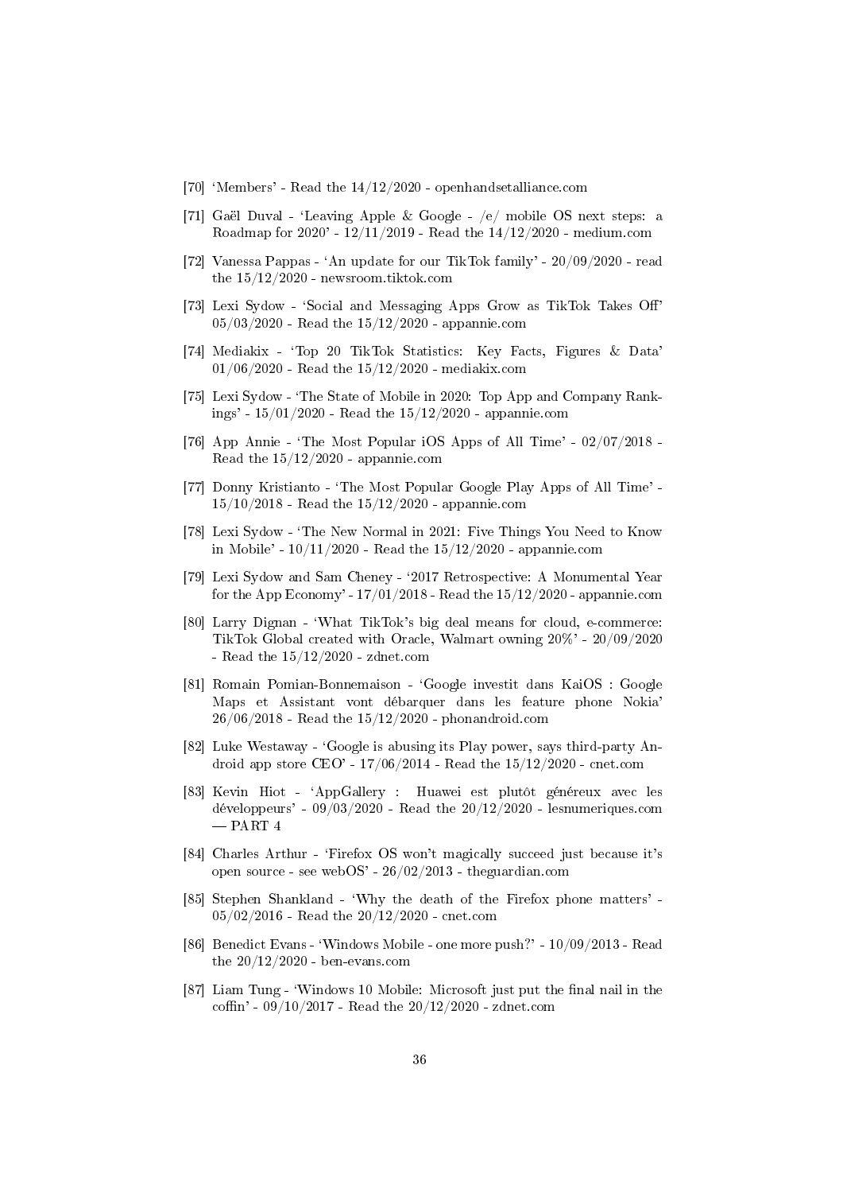[70] 'Members' - Read the 14/12/2020 - openhandsetalliance.com

[71] Gaël Duval - 'Leaving Apple & Google - /e/ mobile OS next steps: a Roadmap for 2020' - 12/11/2019 - Read the 14/12/2020 - medium.com

[72] Vanessa Pappas - 'An update for our TikTok family' - 20/09/2020 - read the 15/12/2020 - newsroom.tiktok.com

[73] Lexi Sydow - 'Social and Messaging Apps Grow as TikTok Takes Off' 05/03/2020 - Read the 15/12/2020 - appannie.com

[74] Mediakix - 'Top 20 TikTok Statistics: Key Facts, Figures & Data' 01/06/2020 - Read the 15/12/2020 - mediakix.com

[75] Lexi Sydow - 'The State of Mobile in 2020: Top App and Company Rankings' - 15/01/2020 - Read the 15/12/2020 - appannie.com

[76] App Annie - 'The Most Popular iOS Apps of All Time' - 02/07/2018 - Read the 15/12/2020 - appannie.com

[77] Donny Kristianto - 'The Most Popular Google Play Apps of All Time' - 15/10/2018 - Read the 15/12/2020 - appannie.com

[78] Lexi Sydow - 'The New Normal in 2021: Five Things You Need to Know in Mobile' - 10/11/2020 - Read the 15/12/2020 - appannie.com

[79] Lexi Sydow and Sam Cheney - '2017 Retrospective: A Monumental Year for the App Economy' - 17/01/2018 - Read the 15/12/2020 - appannie.com

[80] Larry Dignan - 'What TikTok's big deal means for cloud, e-commerce: TikTok Global created with Oracle, Walmart owning 20%' - 20/09/2020 - Read the 15/12/2020 - zdnet.com

[81] Romain Pomian-Bonnemaison - 'Google investit dans KaiOS : Google Maps et Assistant vont débarquer dans les feature phone Nokia' 26/06/2018 - Read the 15/12/2020 - phonandroid.com

[82] Luke Westaway - 'Google is abusing its Play power, says third-party Android app store CEO' - 17/06/2014 - Read the 15/12/2020 - cnet.com

[83] Kevin Hiot - 'AppGallery : Huawei est plutôt généreux avec les développeurs' - 09/03/2020 - Read the 20/12/2020 - lesnumeriques.com — PART 4

[84] Charles Arthur - 'Firefox OS won't magically succeed just because it's open source - see webOS' - 26/02/2013 - theguardian.com

[85] Stephen Shankland - 'Why the death of the Firefox phone matters' - 05/02/2016 - Read the 20/12/2020 - cnet.com

[86] Benedict Evans - 'Windows Mobile - one more push?' - 10/09/2013 - Read the 20/12/2020 - ben-evans.com

[87] Liam Tung - 'Windows 10 Mobile: Microsoft just put the final nail in the coffin' - 09/10/2017 - Read the 20/12/2020 - zdnet.com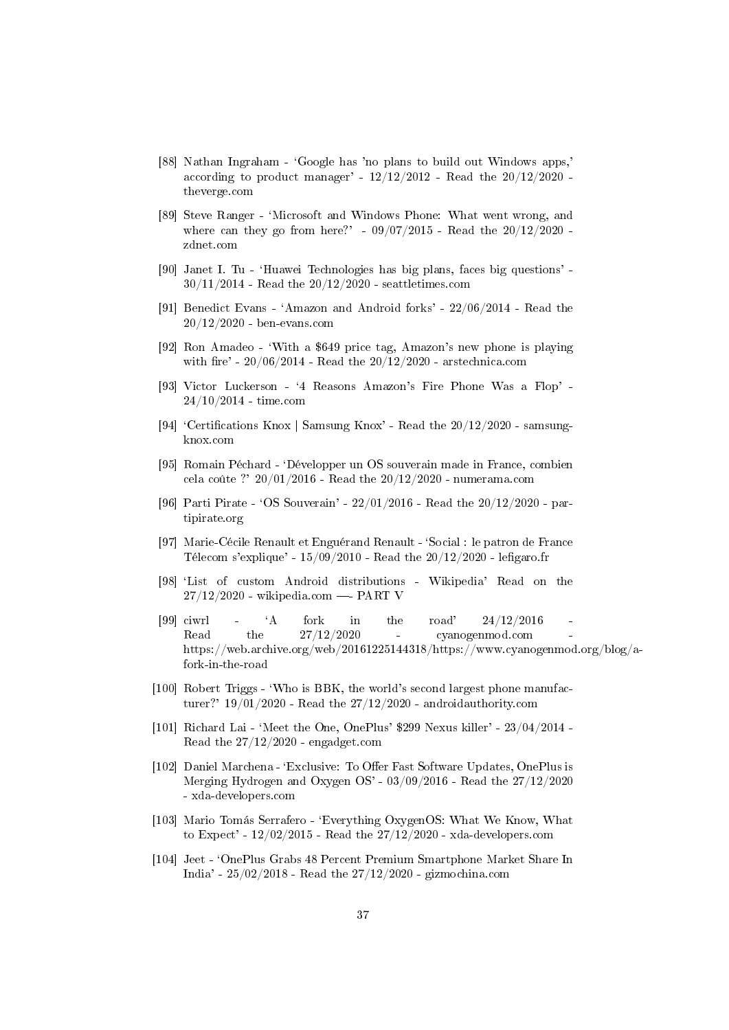[88] Nathan Ingraham - 'Google has 'no plans to build out Windows apps,' according to product manager' - 12/12/2012 - Read the 20/12/2020 - theverge.com

[89] Steve Ranger - 'Microsoft and Windows Phone: What went wrong, and where can they go from here?' - 09/07/2015 - Read the 20/12/2020 - zdnet.com

[90] Janet I. Tu - 'Huawei Technologies has big plans, faces big questions' - 30/11/2014 - Read the 20/12/2020 - seattletimes.com

[91] Benedict Evans - 'Amazon and Android forks' - 22/06/2014 - Read the 20/12/2020 - ben-evans.com

[92] Ron Amadeo - 'With a $649 price tag, Amazon's new phone is playing with fire' - 20/06/2014 - Read the 20/12/2020 - arstechnica.com

[93] Victor Luckerson - '4 Reasons Amazon's Fire Phone Was a Flop' - 24/10/2014 - time.com

[94] 'Certifications Knox | Samsung Knox' - Read the 20/12/2020 - samsung-knox.com

[95] Romain Péchard - 'Développer un OS souverain made in France, combien cela coûte ?' 20/01/2016 - Read the 20/12/2020 - numerama.com

[96] Parti Pirate - 'OS Souverain' - 22/01/2016 - Read the 20/12/2020 - partipirate.org

[97] Marie-Cécile Renault et Enguérand Renault - 'Social : le patron de France Télecom s'explique' - 15/09/2010 - Read the 20/12/2020 - lefigaro.fr

[98] 'List of custom Android distributions - Wikipedia' Read on the 27/12/2020 - wikipedia.com —- PART V

[99] ciwrl - 'A fork in the road' 24/12/2016 - Read the 27/12/2020 - cyanogenmod.com - https://web.archive.org/web/20161225144318/https://www.cyanogenmod.org/blog/a-fork-in-the-road

[100] Robert Triggs - 'Who is BBK, the world's second largest phone manufacturer?' 19/01/2020 - Read the 27/12/2020 - androidauthority.com

[101] Richard Lai - 'Meet the One, OnePlus' $299 Nexus killer' - 23/04/2014 - Read the 27/12/2020 - engadget.com

[102] Daniel Marchena - 'Exclusive: To Offer Fast Software Updates, OnePlus is Merging Hydrogen and Oxygen OS' - 03/09/2016 - Read the 27/12/2020 - xda-developers.com

[103] Mario Tomás Serrafero - 'Everything OxygenOS: What We Know, What to Expect' - 12/02/2015 - Read the 27/12/2020 - xda-developers.com

[104] Jeet - 'OnePlus Grabs 48 Percent Premium Smartphone Market Share In India' - 25/02/2018 - Read the 27/12/2020 - gizmochina.com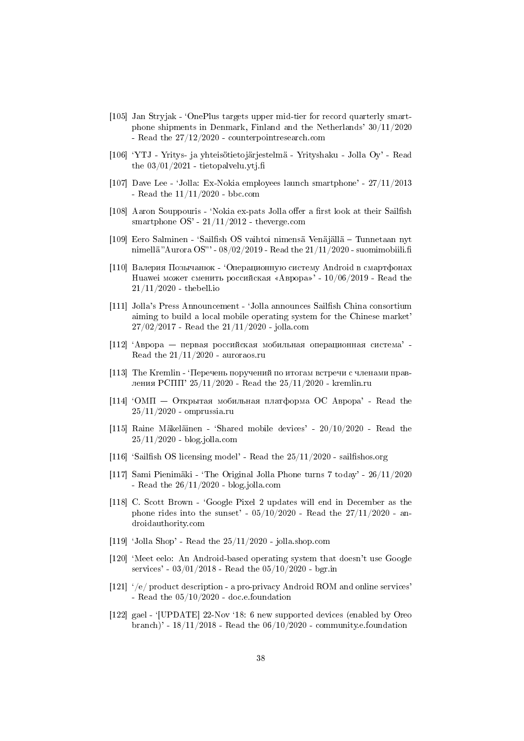[105] Jan Stryjak - 'OnePlus targets upper mid-tier for record quarterly smartphone shipments in Denmark, Finland and the Netherlands' 30/11/2020 - Read the 27/12/2020 - counterpointresearch.com

[106] 'YTJ - Yritys- ja yhteisötietojärjestelmä - Yrityshaku - Jolla Oy' - Read the 03/01/2021 - tietopalvelu.ytj.fi

[107] Dave Lee - 'Jolla: Ex-Nokia employees launch smartphone' - 27/11/2013 - Read the 11/11/2020 - bbc.com

[108] Aaron Souppouris - 'Nokia ex-pats Jolla offer a first look at their Sailfish smartphone OS' - 21/11/2012 - theverge.com

[109] Eero Salminen - 'Sailfish OS vaihtoi nimensä Venäjällä – Tunnetaan nyt nimellä "Aurora OS"' - 08/02/2019 - Read the 21/11/2020 - suomimobiili.fi

[110] Валерия Позычанюк - 'Операционную систему Android в смартфонах Huawei может сменить российская «Аврора»' - 10/06/2019 - Read the 21/11/2020 - thebell.io

[111] Jolla's Press Announcement - 'Jolla announces Sailfish China consortium aiming to build a local mobile operating system for the Chinese market' 27/02/2017 - Read the 21/11/2020 - jolla.com

[112] 'Аврора — первая российская мобильная операционная система' - Read the 21/11/2020 - auroraos.ru

[113] The Kremlin - 'Перечень поручений по итогам встречи с членами правления РСПП' 25/11/2020 - Read the 25/11/2020 - kremlin.ru

[114] 'ОМП — Открытая мобильная платформа ОС Аврора' - Read the 25/11/2020 - omprussia.ru

[115] Raine Mäkeläinen - 'Shared mobile devices' - 20/10/2020 - Read the 25/11/2020 - blog.jolla.com

[116] 'Sailfish OS licensing model' - Read the 25/11/2020 - sailfishos.org

[117] Sami Pienimäki - 'The Original Jolla Phone turns 7 today' - 26/11/2020 - Read the 26/11/2020 - blog.jolla.com

[118] C. Scott Brown - 'Google Pixel 2 updates will end in December as the phone rides into the sunset' - 05/10/2020 - Read the 27/11/2020 - androidauthority.com

[119] 'Jolla Shop' - Read the 25/11/2020 - jolla.shop.com

[120] 'Meet eelo: An Android-based operating system that doesn't use Google services' - 03/01/2018 - Read the 05/10/2020 - bgr.in

[121] '/e/ product description - a pro-privacy Android ROM and online services' - Read the 05/10/2020 - doc.e.foundation

[122] gael - '[UPDATE] 22-Nov '18: 6 new supported devices (enabled by Oreo branch)' - 18/11/2018 - Read the 06/10/2020 - community.e.foundation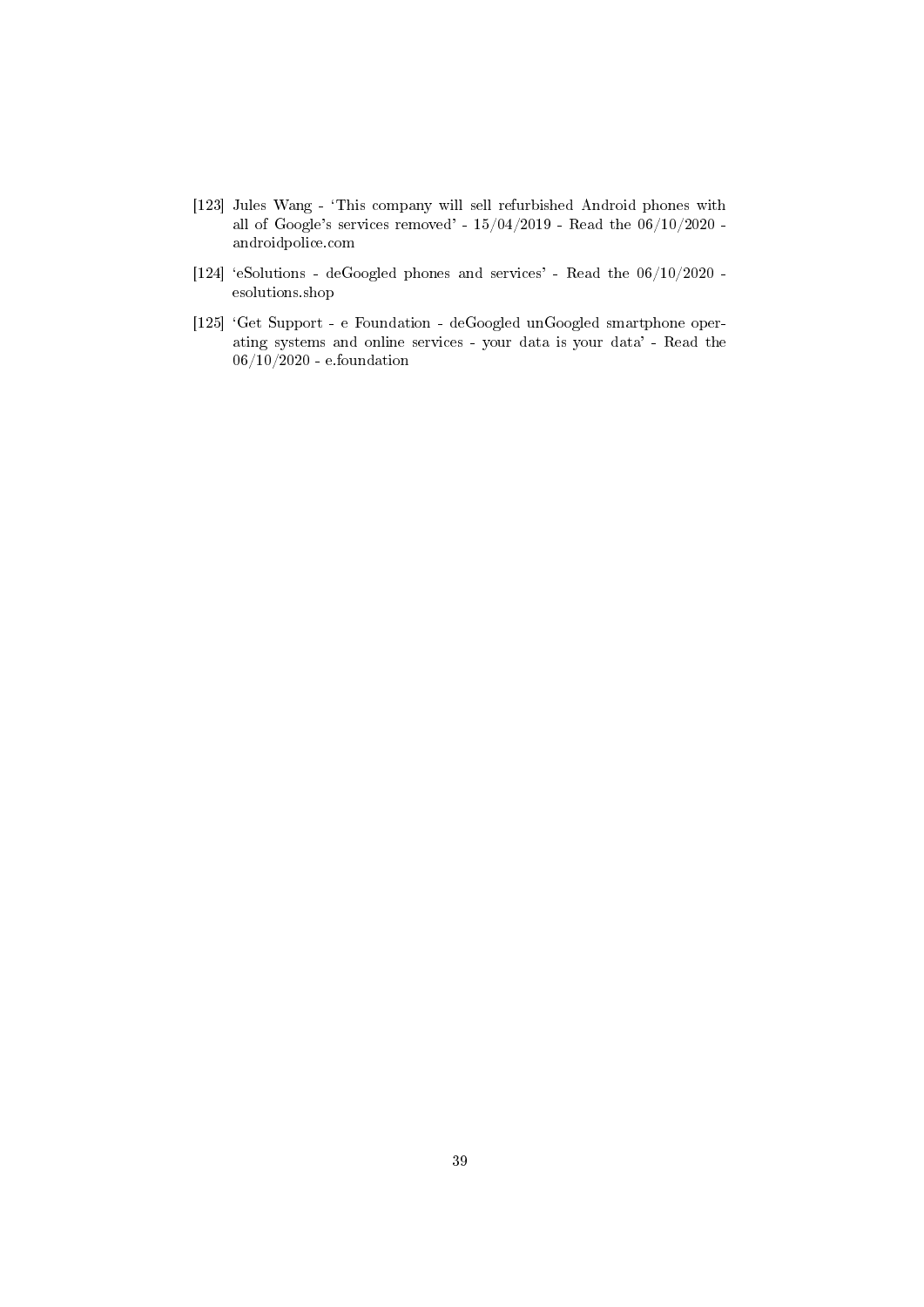[123] Jules Wang - 'This company will sell refurbished Android phones with all of Google's services removed' - 15/04/2019 - Read the 06/10/2020 - androidpolice.com

[124] 'eSolutions - deGoogled phones and services' - Read the 06/10/2020 - esolutions.shop

[125] 'Get Support - e Foundation - deGoogled unGoogled smartphone operating systems and online services - your data is your data' - Read the 06/10/2020 - e.foundation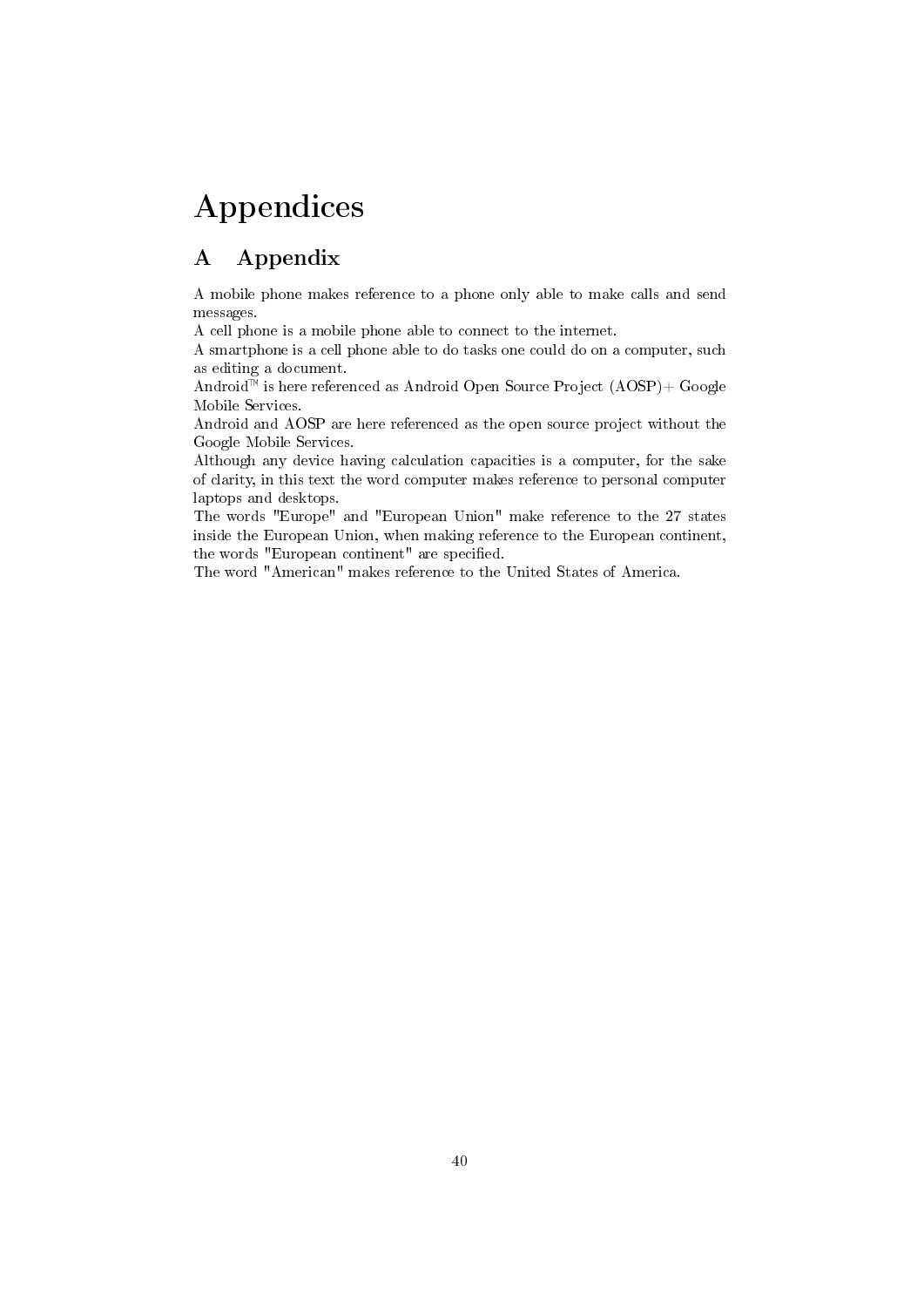# Appendices

## A Appendix

A mobile phone makes reference to a phone only able to make calls and send messages.
A cell phone is a mobile phone able to connect to the internet.
A smartphone is a cell phone able to do tasks one could do on a computer, such as editing a document.
Android™ is here referenced as Android Open Source Project (AOSP)+ Google Mobile Services.
Android and AOSP are here referenced as the open source project without the Google Mobile Services.
Although any device having calculation capacities is a computer, for the sake of clarity, in this text the word computer makes reference to personal computer laptops and desktops.
The words "Europe" and "European Union" make reference to the 27 states inside the European Union, when making reference to the European continent, the words "European continent" are specified.
The word "American" makes reference to the United States of America.